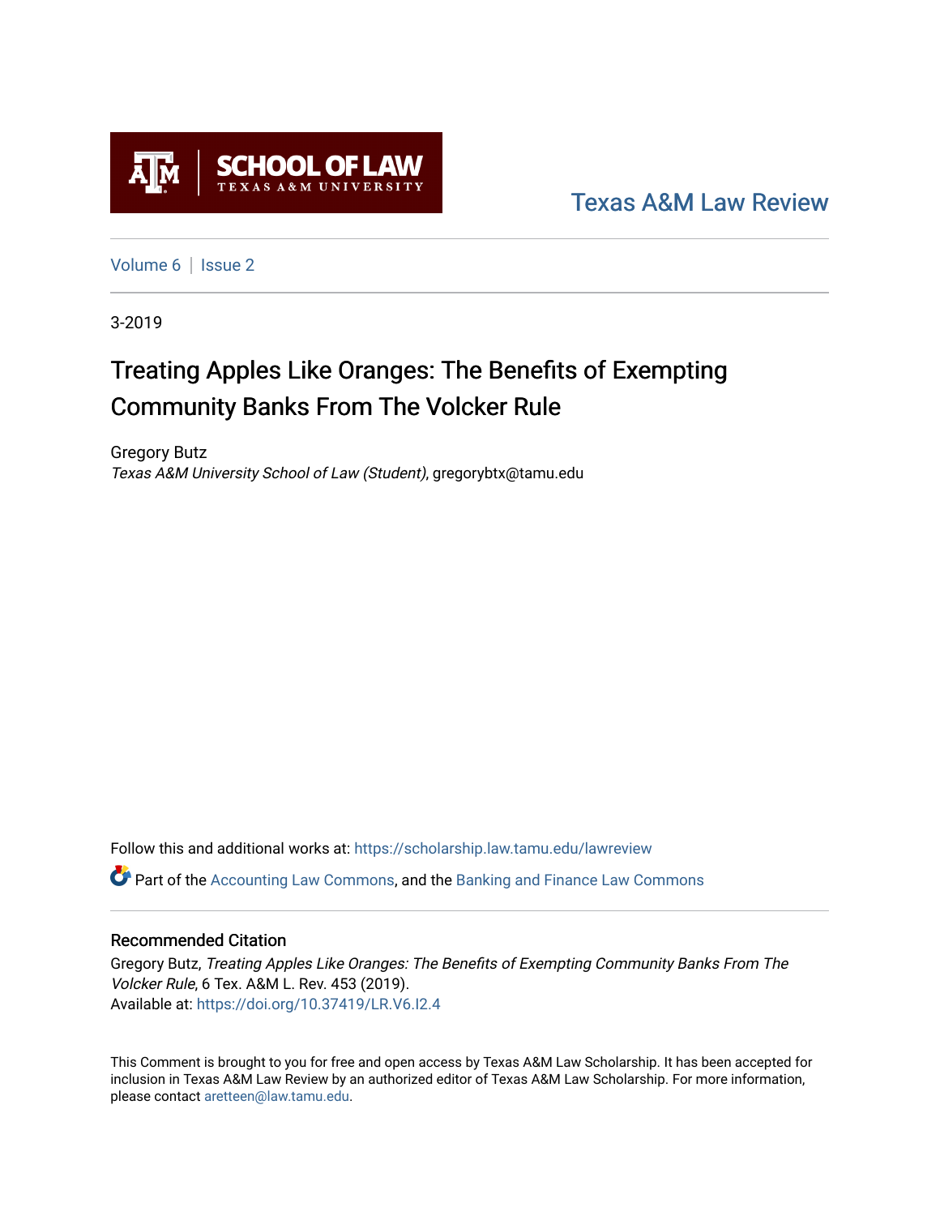SCHOOL OF LAW
TEXAS A&M UNIVERSITY

Texas A&M Law Review

Volume 6 | Issue 2

3-2019

# Treating Apples Like Oranges: The Benefits of Exempting Community Banks From The Volcker Rule

Gregory Butz
*Texas A&M University School of Law (Student)*, gregorybtx@tamu.edu

Follow this and additional works at: https://scholarship.law.tamu.edu/lawreview

Part of the Accounting Law Commons, and the Banking and Finance Law Commons

## Recommended Citation

Gregory Butz, *Treating Apples Like Oranges: The Benefits of Exempting Community Banks From The Volcker Rule*, 6 Tex. A&M L. Rev. 453 (2019).
Available at: https://doi.org/10.37419/LR.V6.I2.4

This Comment is brought to you for free and open access by Texas A&M Law Scholarship. It has been accepted for inclusion in Texas A&M Law Review by an authorized editor of Texas A&M Law Scholarship. For more information, please contact aretteen@law.tamu.edu.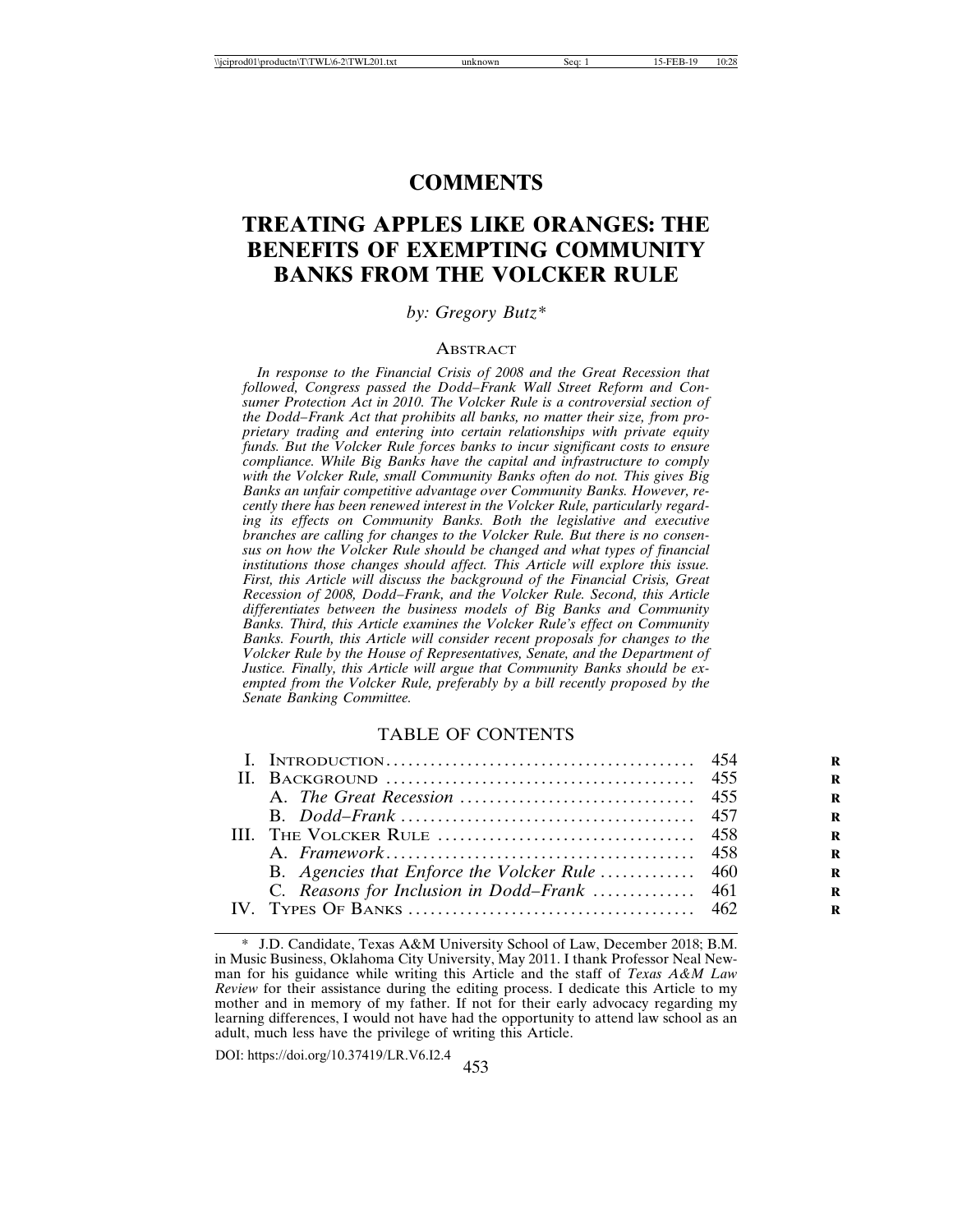# COMMENTS

# TREATING APPLES LIKE ORANGES: THE BENEFITS OF EXEMPTING COMMUNITY BANKS FROM THE VOLCKER RULE

*by: Gregory Butz**

## Abstract

*In response to the Financial Crisis of 2008 and the Great Recession that followed, Congress passed the Dodd–Frank Wall Street Reform and Consumer Protection Act in 2010. The Volcker Rule is a controversial section of the Dodd–Frank Act that prohibits all banks, no matter their size, from proprietary trading and entering into certain relationships with private equity funds. But the Volcker Rule forces banks to incur significant costs to ensure compliance. While Big Banks have the capital and infrastructure to comply with the Volcker Rule, small Community Banks often do not. This gives Big Banks an unfair competitive advantage over Community Banks. However, recently there has been renewed interest in the Volcker Rule, particularly regarding its effects on Community Banks. Both the legislative and executive branches are calling for changes to the Volcker Rule. But there is no consensus on how the Volcker Rule should be changed and what types of financial institutions those changes should affect. This Article will explore this issue. First, this Article will discuss the background of the Financial Crisis, Great Recession of 2008, Dodd–Frank, and the Volcker Rule. Second, this Article differentiates between the business models of Big Banks and Community Banks. Third, this Article examines the Volcker Rule's effect on Community Banks. Fourth, this Article will consider recent proposals for changes to the Volcker Rule by the House of Representatives, Senate, and the Department of Justice. Finally, this Article will argue that Community Banks should be exempted from the Volcker Rule, preferably by a bill recently proposed by the Senate Banking Committee.*

## TABLE OF CONTENTS

| | |
|---|---|
| I. Introduction | 454 |
| II. Background | 455 |
| A. *The Great Recession* | 455 |
| B. *Dodd–Frank* | 457 |
| III. The Volcker Rule | 458 |
| A. *Framework* | 458 |
| B. *Agencies that Enforce the Volcker Rule* | 460 |
| C. *Reasons for Inclusion in Dodd–Frank* | 461 |
| IV. Types Of Banks | 462 |

\* J.D. Candidate, Texas A&M University School of Law, December 2018; B.M. in Music Business, Oklahoma City University, May 2011. I thank Professor Neal Newman for his guidance while writing this Article and the staff of *Texas A&M Law Review* for their assistance during the editing process. I dedicate this Article to my mother and in memory of my father. If not for their early advocacy regarding my learning differences, I would not have had the opportunity to attend law school as an adult, much less have the privilege of writing this Article.

DOI: https://doi.org/10.37419/LR.V6.I2.4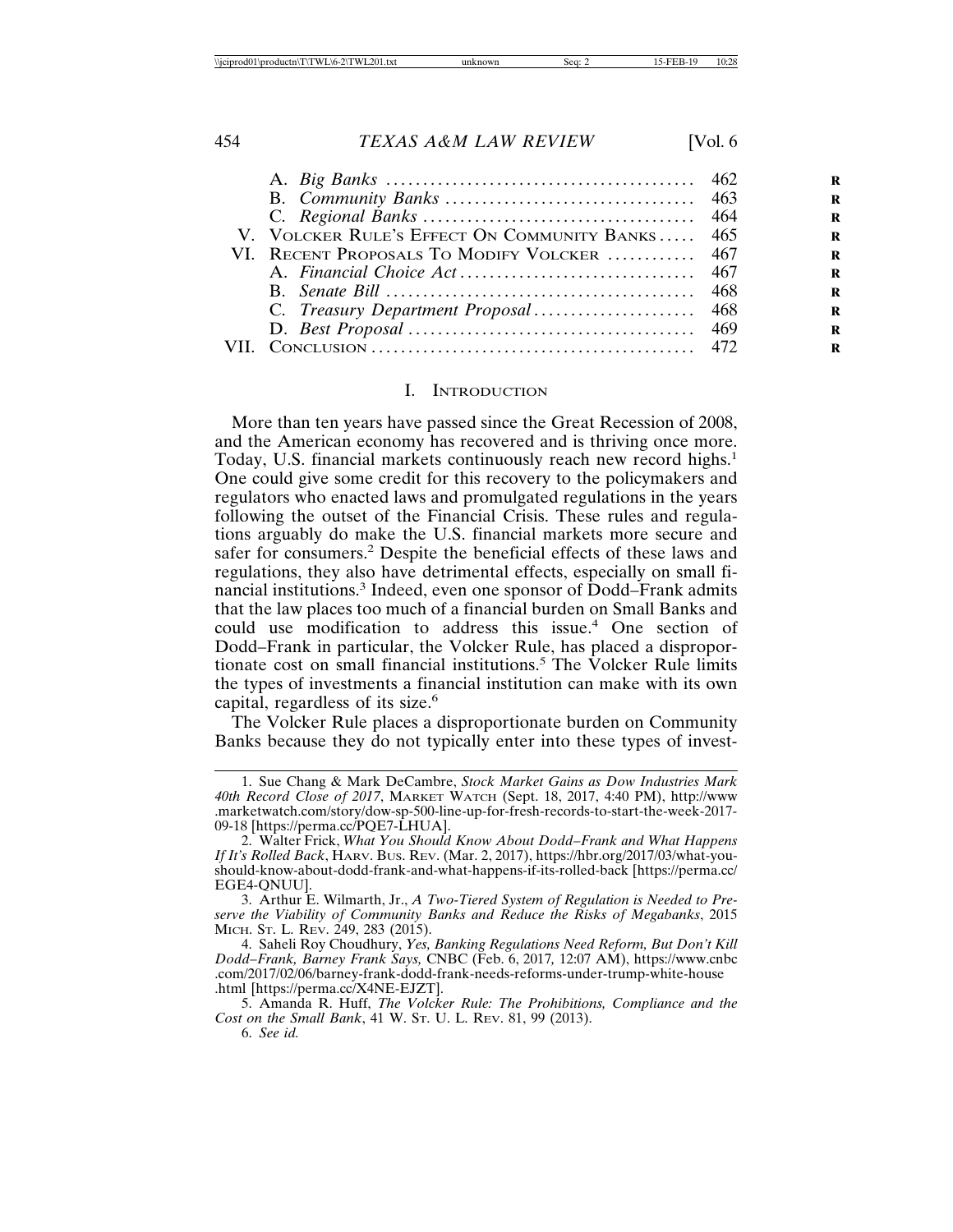| | |
|---|---|
| A. *Big Banks* | 462 |
| B. *Community Banks* | 463 |
| C. *Regional Banks* | 464 |
| V. Volcker Rule's Effect On Community Banks | 465 |
| VI. Recent Proposals To Modify Volcker | 467 |
| A. *Financial Choice Act* | 467 |
| B. *Senate Bill* | 468 |
| C. *Treasury Department Proposal* | 468 |
| D. *Best Proposal* | 469 |
| VII. Conclusion | 472 |

## I. Introduction

More than ten years have passed since the Great Recession of 2008, and the American economy has recovered and is thriving once more. Today, U.S. financial markets continuously reach new record highs.[1] One could give some credit for this recovery to the policymakers and regulators who enacted laws and promulgated regulations in the years following the outset of the Financial Crisis. These rules and regulations arguably do make the U.S. financial markets more secure and safer for consumers.[2] Despite the beneficial effects of these laws and regulations, they also have detrimental effects, especially on small financial institutions.[3] Indeed, even one sponsor of Dodd–Frank admits that the law places too much of a financial burden on Small Banks and could use modification to address this issue.[4] One section of Dodd–Frank in particular, the Volcker Rule, has placed a disproportionate cost on small financial institutions.[5] The Volcker Rule limits the types of investments a financial institution can make with its own capital, regardless of its size.[6]

The Volcker Rule places a disproportionate burden on Community Banks because they do not typically enter into these types of invest-

---

1. Sue Chang & Mark DeCambre, *Stock Market Gains as Dow Industries Mark 40th Record Close of 2017*, Market Watch (Sept. 18, 2017, 4:40 PM), http://www.marketwatch.com/story/dow-sp-500-line-up-for-fresh-records-to-start-the-week-2017-09-18 [https://perma.cc/PQE7-LHUA].

2. Walter Frick, *What You Should Know About Dodd–Frank and What Happens If It's Rolled Back*, Harv. Bus. Rev. (Mar. 2, 2017), https://hbr.org/2017/03/what-you-should-know-about-dodd-frank-and-what-happens-if-its-rolled-back [https://perma.cc/EGE4-QNUU].

3. Arthur E. Wilmarth, Jr., *A Two-Tiered System of Regulation is Needed to Preserve the Viability of Community Banks and Reduce the Risks of Megabanks*, 2015 Mich. St. L. Rev. 249, 283 (2015).

4. Saheli Roy Choudhury, *Yes, Banking Regulations Need Reform, But Don't Kill Dodd–Frank, Barney Frank Says,* CNBC (Feb. 6, 2017, 12:07 AM), https://www.cnbc.com/2017/02/06/barney-frank-dodd-frank-needs-reforms-under-trump-white-house.html [https://perma.cc/X4NE-EJZT].

5. Amanda R. Huff, *The Volcker Rule: The Prohibitions, Compliance and the Cost on the Small Bank*, 41 W. St. U. L. Rev. 81, 99 (2013).

6. *See id.*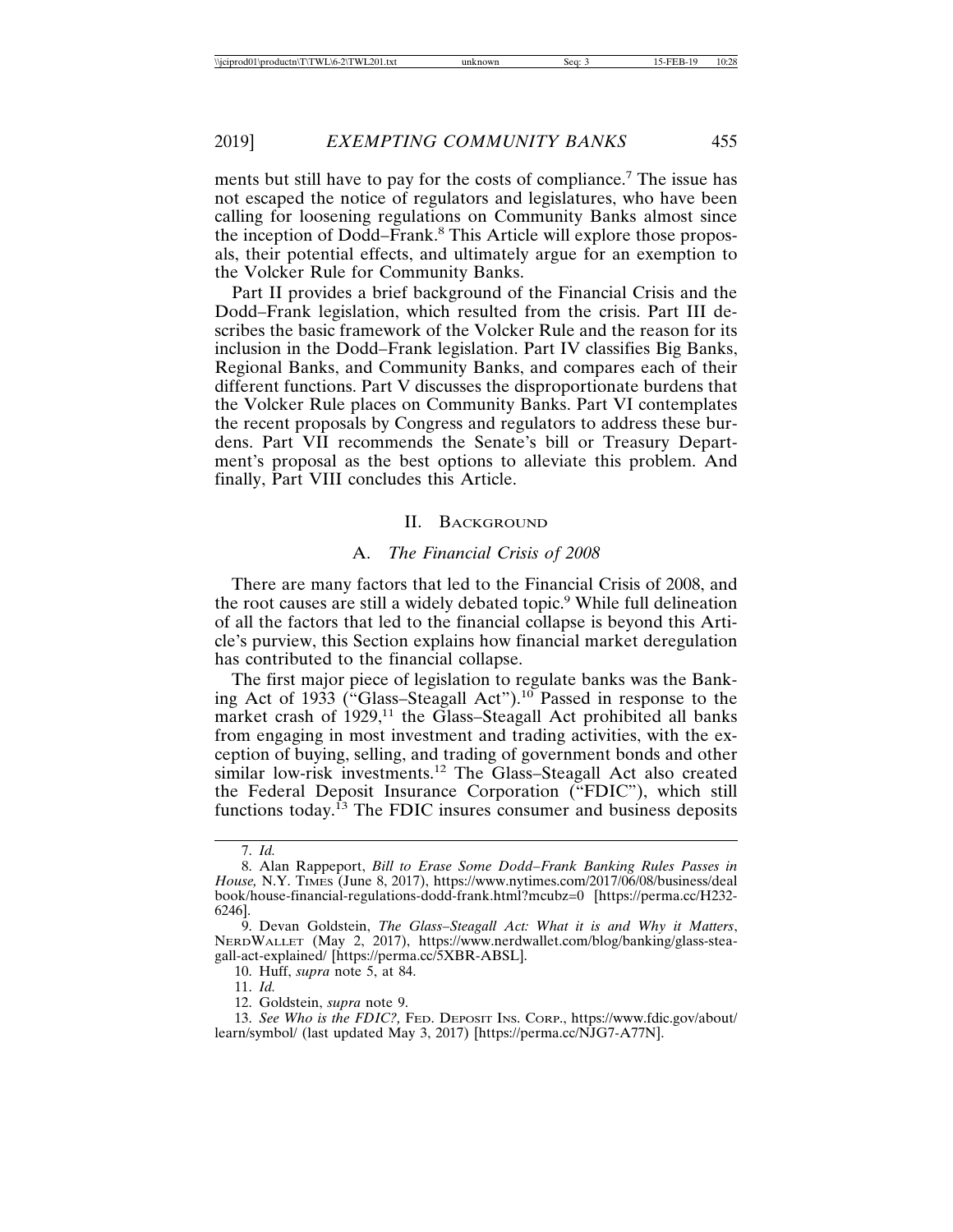ments but still have to pay for the costs of compliance.[7] The issue has not escaped the notice of regulators and legislatures, who have been calling for loosening regulations on Community Banks almost since the inception of Dodd–Frank.[8] This Article will explore those proposals, their potential effects, and ultimately argue for an exemption to the Volcker Rule for Community Banks.

Part II provides a brief background of the Financial Crisis and the Dodd–Frank legislation, which resulted from the crisis. Part III describes the basic framework of the Volcker Rule and the reason for its inclusion in the Dodd–Frank legislation. Part IV classifies Big Banks, Regional Banks, and Community Banks, and compares each of their different functions. Part V discusses the disproportionate burdens that the Volcker Rule places on Community Banks. Part VI contemplates the recent proposals by Congress and regulators to address these burdens. Part VII recommends the Senate's bill or Treasury Department's proposal as the best options to alleviate this problem. And finally, Part VIII concludes this Article.

## II. Background

### A. *The Financial Crisis of 2008*

There are many factors that led to the Financial Crisis of 2008, and the root causes are still a widely debated topic.[9] While full delineation of all the factors that led to the financial collapse is beyond this Article's purview, this Section explains how financial market deregulation has contributed to the financial collapse.

The first major piece of legislation to regulate banks was the Banking Act of 1933 ("Glass–Steagall Act").[10] Passed in response to the market crash of 1929,[11] the Glass–Steagall Act prohibited all banks from engaging in most investment and trading activities, with the exception of buying, selling, and trading of government bonds and other similar low-risk investments.[12] The Glass–Steagall Act also created the Federal Deposit Insurance Corporation ("FDIC"), which still functions today.[13] The FDIC insures consumer and business deposits

---

7. *Id.*

8. Alan Rappeport, *Bill to Erase Some Dodd–Frank Banking Rules Passes in House,* N.Y. Times (June 8, 2017), https://www.nytimes.com/2017/06/08/business/dealbook/house-financial-regulations-dodd-frank.html?mcubz=0 [https://perma.cc/H232-6246].

9. Devan Goldstein, *The Glass–Steagall Act: What it is and Why it Matters*, NerdWallet (May 2, 2017), https://www.nerdwallet.com/blog/banking/glass-steagall-act-explained/ [https://perma.cc/5XBR-ABSL].

10. Huff, *supra* note 5, at 84.

11. *Id.*

12. Goldstein, *supra* note 9.

13. *See Who is the FDIC?,* Fed. Deposit Ins. Corp., https://www.fdic.gov/about/learn/symbol/ (last updated May 3, 2017) [https://perma.cc/NJG7-A77N].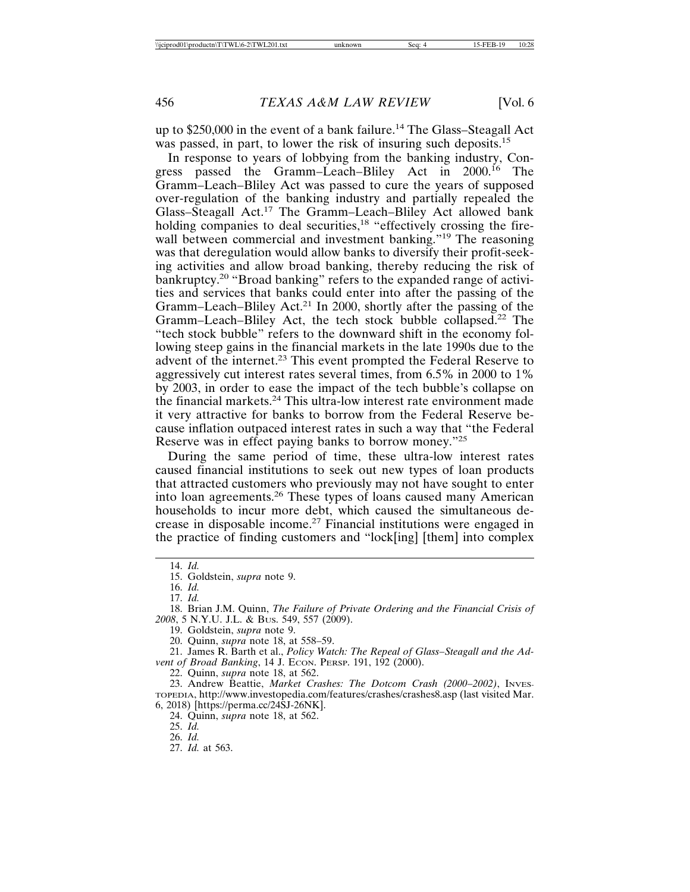up to $250,000 in the event of a bank failure.[14] The Glass–Steagall Act was passed, in part, to lower the risk of insuring such deposits.[15]

In response to years of lobbying from the banking industry, Congress passed the Gramm–Leach–Bliley Act in 2000.[16] The Gramm–Leach–Bliley Act was passed to cure the years of supposed over-regulation of the banking industry and partially repealed the Glass–Steagall Act.[17] The Gramm–Leach–Bliley Act allowed bank holding companies to deal securities,[18] "effectively crossing the firewall between commercial and investment banking."[19] The reasoning was that deregulation would allow banks to diversify their profit-seeking activities and allow broad banking, thereby reducing the risk of bankruptcy.[20] "Broad banking" refers to the expanded range of activities and services that banks could enter into after the passing of the Gramm–Leach–Bliley Act.[21] In 2000, shortly after the passing of the Gramm–Leach–Bliley Act, the tech stock bubble collapsed.[22] The "tech stock bubble" refers to the downward shift in the economy following steep gains in the financial markets in the late 1990s due to the advent of the internet.[23] This event prompted the Federal Reserve to aggressively cut interest rates several times, from 6.5% in 2000 to 1% by 2003, in order to ease the impact of the tech bubble's collapse on the financial markets.[24] This ultra-low interest rate environment made it very attractive for banks to borrow from the Federal Reserve because inflation outpaced interest rates in such a way that "the Federal Reserve was in effect paying banks to borrow money."[25]

During the same period of time, these ultra-low interest rates caused financial institutions to seek out new types of loan products that attracted customers who previously may not have sought to enter into loan agreements.[26] These types of loans caused many American households to incur more debt, which caused the simultaneous decrease in disposable income.[27] Financial institutions were engaged in the practice of finding customers and "lock[ing] [them] into complex

---

14. *Id.*

15. Goldstein, *supra* note 9.

16. *Id.*

17. *Id.*

18. Brian J.M. Quinn, *The Failure of Private Ordering and the Financial Crisis of 2008*, 5 N.Y.U. J.L. & BUS. 549, 557 (2009).

19. Goldstein, *supra* note 9.

20. Quinn, *supra* note 18, at 558–59.

21. James R. Barth et al., *Policy Watch: The Repeal of Glass–Steagall and the Advent of Broad Banking*, 14 J. ECON. PERSP. 191, 192 (2000).

22. Quinn, *supra* note 18, at 562.

23. Andrew Beattie, *Market Crashes: The Dotcom Crash (2000–2002)*, INVESTOPEDIA, http://www.investopedia.com/features/crashes/crashes8.asp (last visited Mar. 6, 2018) [https://perma.cc/24SJ-26NK].

24. Quinn, *supra* note 18, at 562.

25. *Id.*

26. *Id.*

27. *Id.* at 563.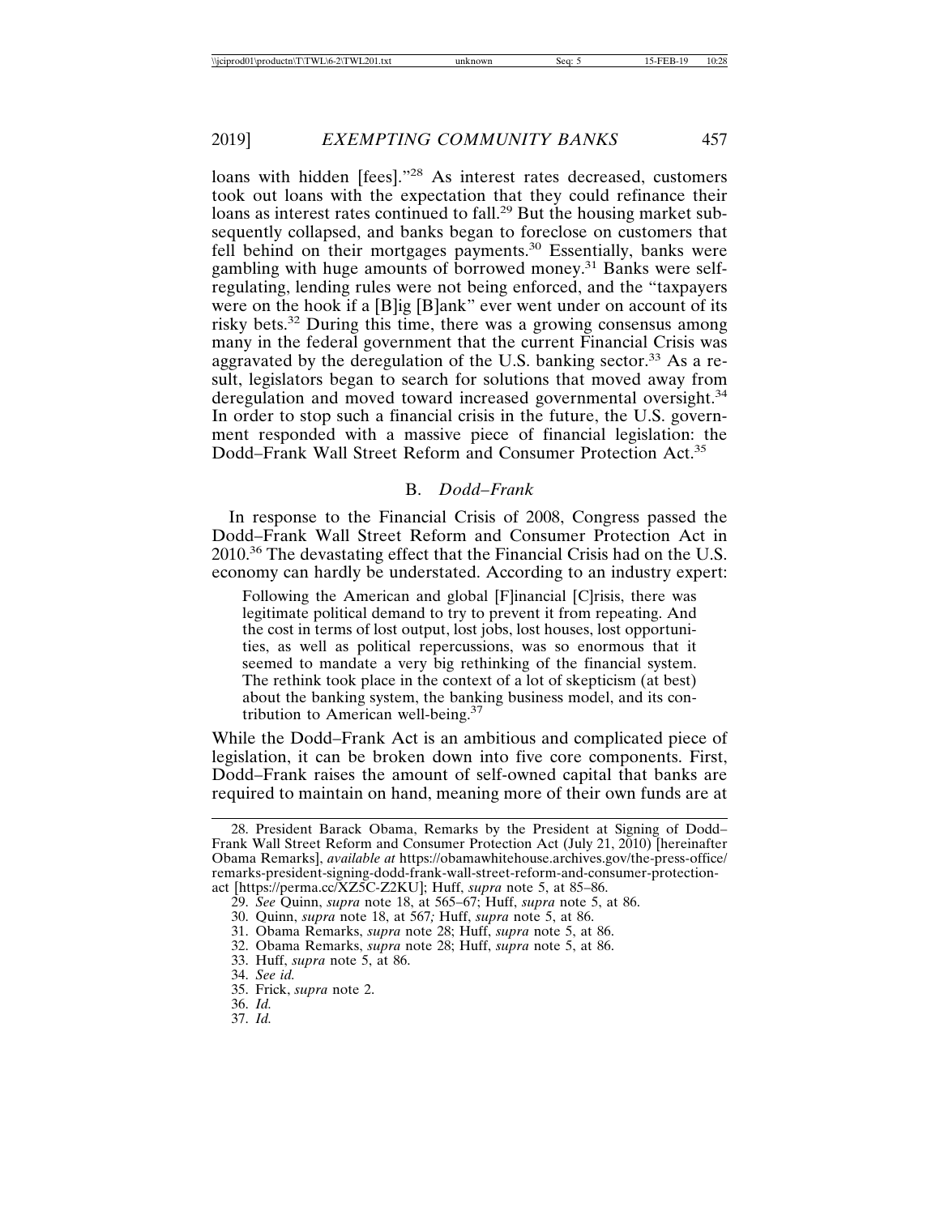loans with hidden [fees]."[28] As interest rates decreased, customers took out loans with the expectation that they could refinance their loans as interest rates continued to fall.[29] But the housing market subsequently collapsed, and banks began to foreclose on customers that fell behind on their mortgages payments.[30] Essentially, banks were gambling with huge amounts of borrowed money.[31] Banks were self-regulating, lending rules were not being enforced, and the "taxpayers were on the hook if a [B]ig [B]ank" ever went under on account of its risky bets.[32] During this time, there was a growing consensus among many in the federal government that the current Financial Crisis was aggravated by the deregulation of the U.S. banking sector.[33] As a result, legislators began to search for solutions that moved away from deregulation and moved toward increased governmental oversight.[34] In order to stop such a financial crisis in the future, the U.S. government responded with a massive piece of financial legislation: the Dodd–Frank Wall Street Reform and Consumer Protection Act.[35]

### B. *Dodd–Frank*

In response to the Financial Crisis of 2008, Congress passed the Dodd–Frank Wall Street Reform and Consumer Protection Act in 2010.[36] The devastating effect that the Financial Crisis had on the U.S. economy can hardly be understated. According to an industry expert:

> Following the American and global [F]inancial [C]risis, there was legitimate political demand to try to prevent it from repeating. And the cost in terms of lost output, lost jobs, lost houses, lost opportunities, as well as political repercussions, was so enormous that it seemed to mandate a very big rethinking of the financial system. The rethink took place in the context of a lot of skepticism (at best) about the banking system, the banking business model, and its contribution to American well-being.[37]

While the Dodd–Frank Act is an ambitious and complicated piece of legislation, it can be broken down into five core components. First, Dodd–Frank raises the amount of self-owned capital that banks are required to maintain on hand, meaning more of their own funds are at

---

28. President Barack Obama, Remarks by the President at Signing of Dodd–Frank Wall Street Reform and Consumer Protection Act (July 21, 2010) [hereinafter Obama Remarks], *available at* https://obamawhitehouse.archives.gov/the-press-office/remarks-president-signing-dodd-frank-wall-street-reform-and-consumer-protection-act [https://perma.cc/XZ5C-Z2KU]; Huff, *supra* note 5, at 85–86.

29. *See* Quinn, *supra* note 18, at 565–67; Huff, *supra* note 5, at 86.

30. Quinn, *supra* note 18, at 567*;* Huff, *supra* note 5, at 86.

31. Obama Remarks, *supra* note 28; Huff, *supra* note 5, at 86.

32. Obama Remarks, *supra* note 28; Huff, *supra* note 5, at 86.

33. Huff, *supra* note 5, at 86.

34. *See id.*

35. Frick, *supra* note 2.

36. *Id.*

37. *Id.*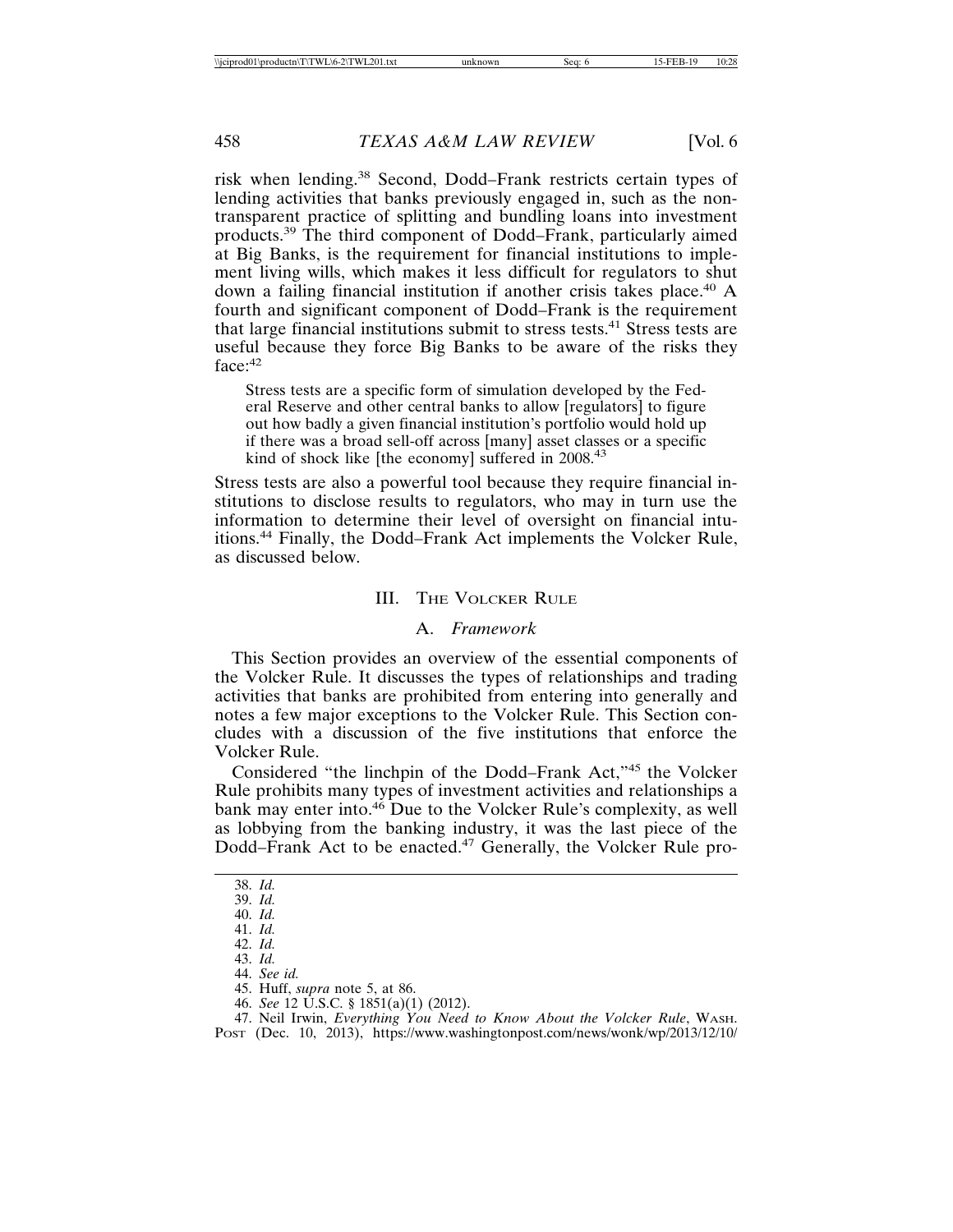risk when lending.[38] Second, Dodd–Frank restricts certain types of lending activities that banks previously engaged in, such as the non-transparent practice of splitting and bundling loans into investment products.[39] The third component of Dodd–Frank, particularly aimed at Big Banks, is the requirement for financial institutions to implement living wills, which makes it less difficult for regulators to shut down a failing financial institution if another crisis takes place.[40] A fourth and significant component of Dodd–Frank is the requirement that large financial institutions submit to stress tests.[41] Stress tests are useful because they force Big Banks to be aware of the risks they face:[42]

> Stress tests are a specific form of simulation developed by the Federal Reserve and other central banks to allow [regulators] to figure out how badly a given financial institution's portfolio would hold up if there was a broad sell-off across [many] asset classes or a specific kind of shock like [the economy] suffered in 2008.[43]

Stress tests are also a powerful tool because they require financial institutions to disclose results to regulators, who may in turn use the information to determine their level of oversight on financial intuitions.[44] Finally, the Dodd–Frank Act implements the Volcker Rule, as discussed below.

## III. The Volcker Rule

### A. *Framework*

This Section provides an overview of the essential components of the Volcker Rule. It discusses the types of relationships and trading activities that banks are prohibited from entering into generally and notes a few major exceptions to the Volcker Rule. This Section concludes with a discussion of the five institutions that enforce the Volcker Rule.

Considered "the linchpin of the Dodd–Frank Act,"[45] the Volcker Rule prohibits many types of investment activities and relationships a bank may enter into.[46] Due to the Volcker Rule's complexity, as well as lobbying from the banking industry, it was the last piece of the Dodd–Frank Act to be enacted.[47] Generally, the Volcker Rule pro-

---

38. *Id.*
39. *Id.*
40. *Id.*
41. *Id.*
42. *Id.*
43. *Id.*
44. *See id.*
45. Huff, *supra* note 5, at 86.
46. *See* 12 U.S.C. § 1851(a)(1) (2012).
47. Neil Irwin, *Everything You Need to Know About the Volcker Rule*, Wash. Post (Dec. 10, 2013), https://www.washingtonpost.com/news/wonk/wp/2013/12/10/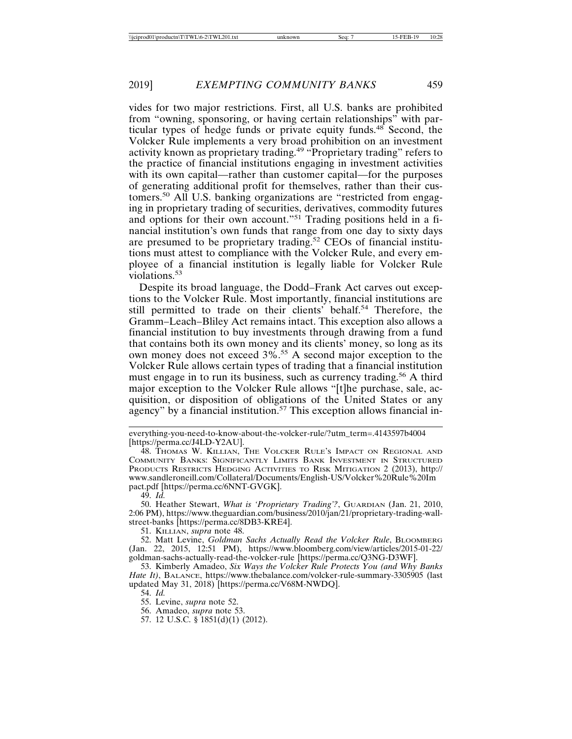vides for two major restrictions. First, all U.S. banks are prohibited from "owning, sponsoring, or having certain relationships" with particular types of hedge funds or private equity funds.[48] Second, the Volcker Rule implements a very broad prohibition on an investment activity known as proprietary trading.[49] "Proprietary trading" refers to the practice of financial institutions engaging in investment activities with its own capital—rather than customer capital—for the purposes of generating additional profit for themselves, rather than their customers.[50] All U.S. banking organizations are "restricted from engaging in proprietary trading of securities, derivatives, commodity futures and options for their own account."[51] Trading positions held in a financial institution's own funds that range from one day to sixty days are presumed to be proprietary trading.[52] CEOs of financial institutions must attest to compliance with the Volcker Rule, and every employee of a financial institution is legally liable for Volcker Rule violations.[53]

Despite its broad language, the Dodd–Frank Act carves out exceptions to the Volcker Rule. Most importantly, financial institutions are still permitted to trade on their clients' behalf.[54] Therefore, the Gramm–Leach–Bliley Act remains intact. This exception also allows a financial institution to buy investments through drawing from a fund that contains both its own money and its clients' money, so long as its own money does not exceed 3%.[55] A second major exception to the Volcker Rule allows certain types of trading that a financial institution must engage in to run its business, such as currency trading.[56] A third major exception to the Volcker Rule allows "[t]he purchase, sale, acquisition, or disposition of obligations of the United States or any agency" by a financial institution.[57] This exception allows financial in-

---

everything-you-need-to-know-about-the-volcker-rule/?utm_term=.4143597b4004 [https://perma.cc/J4LD-Y2AU].

48. Thomas W. Killian, The Volcker Rule's Impact on Regional and Community Banks: Significantly Limits Bank Investment in Structured Products Restricts Hedging Activities to Risk Mitigation 2 (2013), http://www.sandleroneill.com/Collateral/Documents/English-US/Volcker%20Rule%20Impact.pdf [https://perma.cc/6NNT-GVGK].

49. *Id.*

50. Heather Stewart, *What is 'Proprietary Trading'?*, Guardian (Jan. 21, 2010, 2:06 PM), https://www.theguardian.com/business/2010/jan/21/proprietary-trading-wall-street-banks [https://perma.cc/8DB3-KRE4].

51. Killian, *supra* note 48.

52. Matt Levine, *Goldman Sachs Actually Read the Volcker Rule*, Bloomberg (Jan. 22, 2015, 12:51 PM), https://www.bloomberg.com/view/articles/2015-01-22/goldman-sachs-actually-read-the-volcker-rule [https://perma.cc/Q3NG-D3WF].

53. Kimberly Amadeo, *Six Ways the Volcker Rule Protects You (and Why Banks Hate It)*, Balance, https://www.thebalance.com/volcker-rule-summary-3305905 (last updated May 31, 2018) [https://perma.cc/V68M-NWDQ].

54. *Id.*

55. Levine, *supra* note 52.

56. Amadeo, *supra* note 53.

57. 12 U.S.C. § 1851(d)(1) (2012).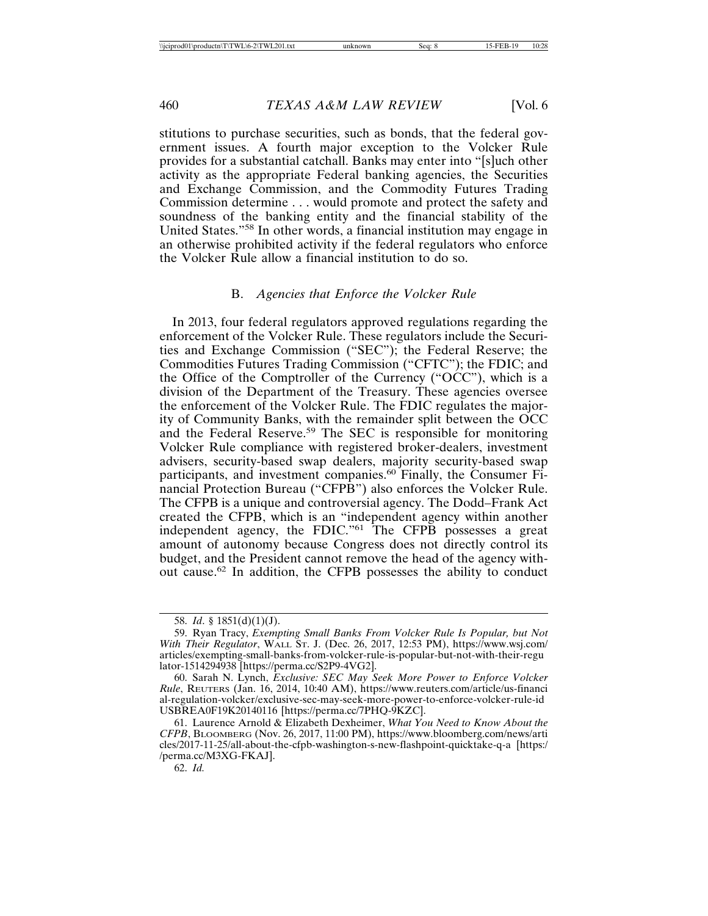stitutions to purchase securities, such as bonds, that the federal government issues. A fourth major exception to the Volcker Rule provides for a substantial catchall. Banks may enter into "[s]uch other activity as the appropriate Federal banking agencies, the Securities and Exchange Commission, and the Commodity Futures Trading Commission determine . . . would promote and protect the safety and soundness of the banking entity and the financial stability of the United States."[58] In other words, a financial institution may engage in an otherwise prohibited activity if the federal regulators who enforce the Volcker Rule allow a financial institution to do so.

### B. *Agencies that Enforce the Volcker Rule*

In 2013, four federal regulators approved regulations regarding the enforcement of the Volcker Rule. These regulators include the Securities and Exchange Commission ("SEC"); the Federal Reserve; the Commodities Futures Trading Commission ("CFTC"); the FDIC; and the Office of the Comptroller of the Currency ("OCC"), which is a division of the Department of the Treasury. These agencies oversee the enforcement of the Volcker Rule. The FDIC regulates the majority of Community Banks, with the remainder split between the OCC and the Federal Reserve.[59] The SEC is responsible for monitoring Volcker Rule compliance with registered broker-dealers, investment advisers, security-based swap dealers, majority security-based swap participants, and investment companies.[60] Finally, the Consumer Financial Protection Bureau ("CFPB") also enforces the Volcker Rule. The CFPB is a unique and controversial agency. The Dodd–Frank Act created the CFPB, which is an "independent agency within another independent agency, the FDIC."[61] The CFPB possesses a great amount of autonomy because Congress does not directly control its budget, and the President cannot remove the head of the agency without cause.[62] In addition, the CFPB possesses the ability to conduct

---

58. *Id*. § 1851(d)(1)(J).

59. Ryan Tracy, *Exempting Small Banks From Volcker Rule Is Popular, but Not With Their Regulator*, WALL ST. J. (Dec. 26, 2017, 12:53 PM), https://www.wsj.com/articles/exempting-small-banks-from-volcker-rule-is-popular-but-not-with-their-regulator-1514294938 [https://perma.cc/S2P9-4VG2].

60. Sarah N. Lynch, *Exclusive: SEC May Seek More Power to Enforce Volcker Rule*, REUTERS (Jan. 16, 2014, 10:40 AM), https://www.reuters.com/article/us-financial-regulation-volcker/exclusive-sec-may-seek-more-power-to-enforce-volcker-rule-idUSBREA0F19K20140116 [https://perma.cc/7PHQ-9KZC].

61. Laurence Arnold & Elizabeth Dexheimer, *What You Need to Know About the CFPB*, BLOOMBERG (Nov. 26, 2017, 11:00 PM), https://www.bloomberg.com/news/articles/2017-11-25/all-about-the-cfpb-washington-s-new-flashpoint-quicktake-q-a [https://perma.cc/M3XG-FKAJ].

62. *Id.*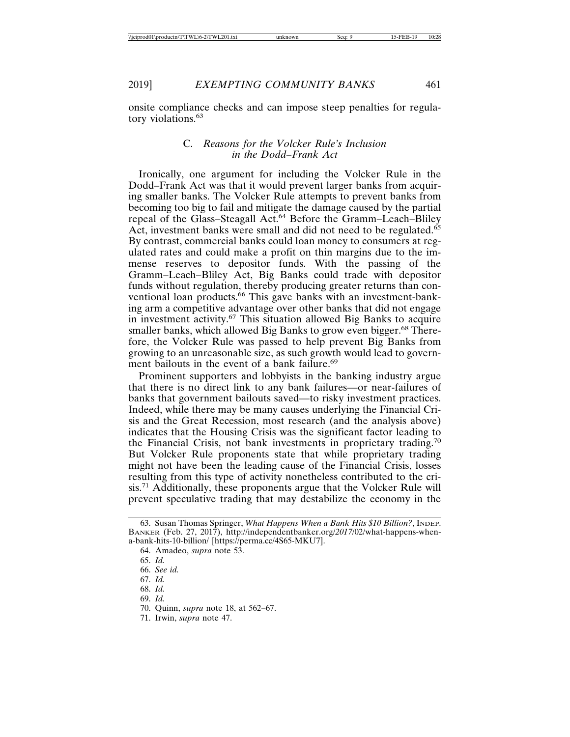onsite compliance checks and can impose steep penalties for regulatory violations.[63]

### C. *Reasons for the Volcker Rule's Inclusion in the Dodd–Frank Act*

Ironically, one argument for including the Volcker Rule in the Dodd–Frank Act was that it would prevent larger banks from acquiring smaller banks. The Volcker Rule attempts to prevent banks from becoming too big to fail and mitigate the damage caused by the partial repeal of the Glass–Steagall Act.[64] Before the Gramm–Leach–Bliley Act, investment banks were small and did not need to be regulated.[65] By contrast, commercial banks could loan money to consumers at regulated rates and could make a profit on thin margins due to the immense reserves to depositor funds. With the passing of the Gramm–Leach–Bliley Act, Big Banks could trade with depositor funds without regulation, thereby producing greater returns than conventional loan products.[66] This gave banks with an investment-banking arm a competitive advantage over other banks that did not engage in investment activity.[67] This situation allowed Big Banks to acquire smaller banks, which allowed Big Banks to grow even bigger.[68] Therefore, the Volcker Rule was passed to help prevent Big Banks from growing to an unreasonable size, as such growth would lead to government bailouts in the event of a bank failure.[69]

Prominent supporters and lobbyists in the banking industry argue that there is no direct link to any bank failures—or near-failures of banks that government bailouts saved—to risky investment practices. Indeed, while there may be many causes underlying the Financial Crisis and the Great Recession, most research (and the analysis above) indicates that the Housing Crisis was the significant factor leading to the Financial Crisis, not bank investments in proprietary trading.[70] But Volcker Rule proponents state that while proprietary trading might not have been the leading cause of the Financial Crisis, losses resulting from this type of activity nonetheless contributed to the crisis.[71] Additionally, these proponents argue that the Volcker Rule will prevent speculative trading that may destabilize the economy in the

---

63. Susan Thomas Springer, *What Happens When a Bank Hits $10 Billion?*, INDEP. BANKER (Feb. 27, 2017), http://independentbanker.org/2017/02/what-happens-when-a-bank-hits-10-billion/ [https://perma.cc/4S65-MKU7].

64. Amadeo, *supra* note 53.

65. *Id.*

66. *See id.*

67. *Id.*

68. *Id.*

69. *Id.*

70. Quinn, *supra* note 18, at 562–67.

71. Irwin, *supra* note 47.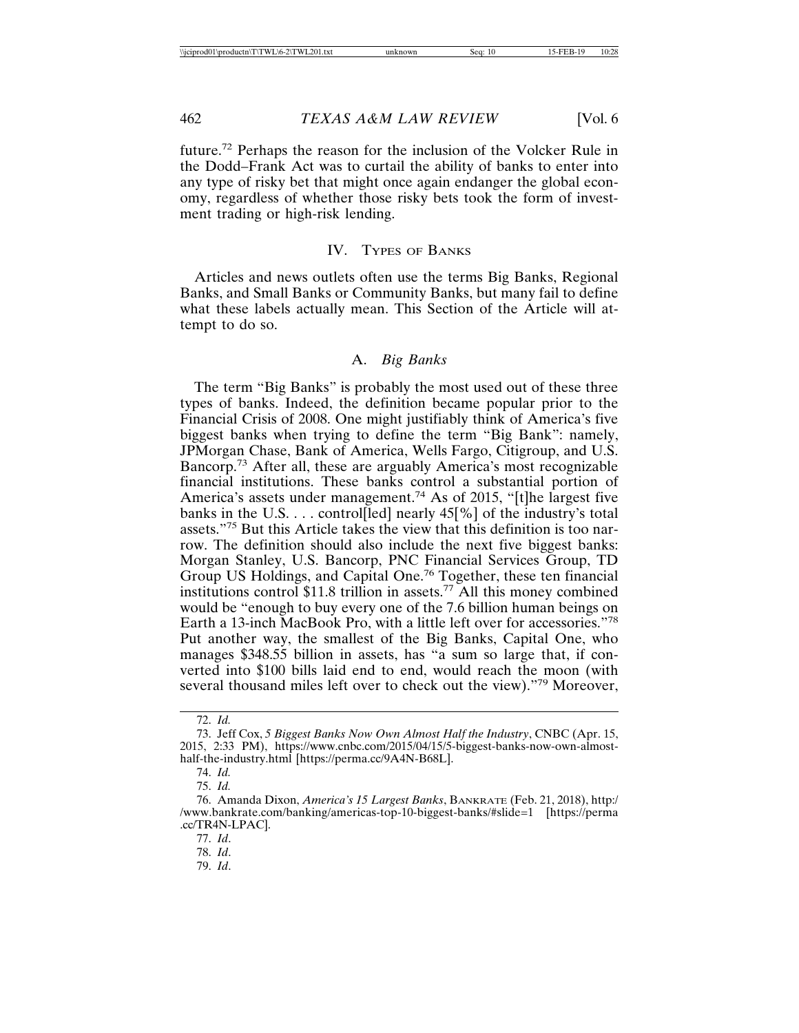future.[72] Perhaps the reason for the inclusion of the Volcker Rule in the Dodd–Frank Act was to curtail the ability of banks to enter into any type of risky bet that might once again endanger the global economy, regardless of whether those risky bets took the form of investment trading or high-risk lending.

## IV. Types of Banks

Articles and news outlets often use the terms Big Banks, Regional Banks, and Small Banks or Community Banks, but many fail to define what these labels actually mean. This Section of the Article will attempt to do so.

### A. *Big Banks*

The term "Big Banks" is probably the most used out of these three types of banks. Indeed, the definition became popular prior to the Financial Crisis of 2008. One might justifiably think of America's five biggest banks when trying to define the term "Big Bank": namely, JPMorgan Chase, Bank of America, Wells Fargo, Citigroup, and U.S. Bancorp.[73] After all, these are arguably America's most recognizable financial institutions. These banks control a substantial portion of America's assets under management.[74] As of 2015, "[t]he largest five banks in the U.S. . . . control[led] nearly 45[%] of the industry's total assets."[75] But this Article takes the view that this definition is too narrow. The definition should also include the next five biggest banks: Morgan Stanley, U.S. Bancorp, PNC Financial Services Group, TD Group US Holdings, and Capital One.[76] Together, these ten financial institutions control $11.8 trillion in assets.[77] All this money combined would be "enough to buy every one of the 7.6 billion human beings on Earth a 13-inch MacBook Pro, with a little left over for accessories."[78] Put another way, the smallest of the Big Banks, Capital One, who manages $348.55 billion in assets, has "a sum so large that, if converted into $100 bills laid end to end, would reach the moon (with several thousand miles left over to check out the view)."[79] Moreover,

---

72. *Id.*

73. Jeff Cox, *5 Biggest Banks Now Own Almost Half the Industry*, CNBC (Apr. 15, 2015, 2:33 PM), https://www.cnbc.com/2015/04/15/5-biggest-banks-now-own-almost-half-the-industry.html [https://perma.cc/9A4N-B68L].

74. *Id.*

75. *Id.*

76. Amanda Dixon, *America's 15 Largest Banks*, Bankrate (Feb. 21, 2018), http://www.bankrate.com/banking/americas-top-10-biggest-banks/#slide=1 [https://perma.cc/TR4N-LPAC].

77. *Id*.

78. *Id*.

79. *Id*.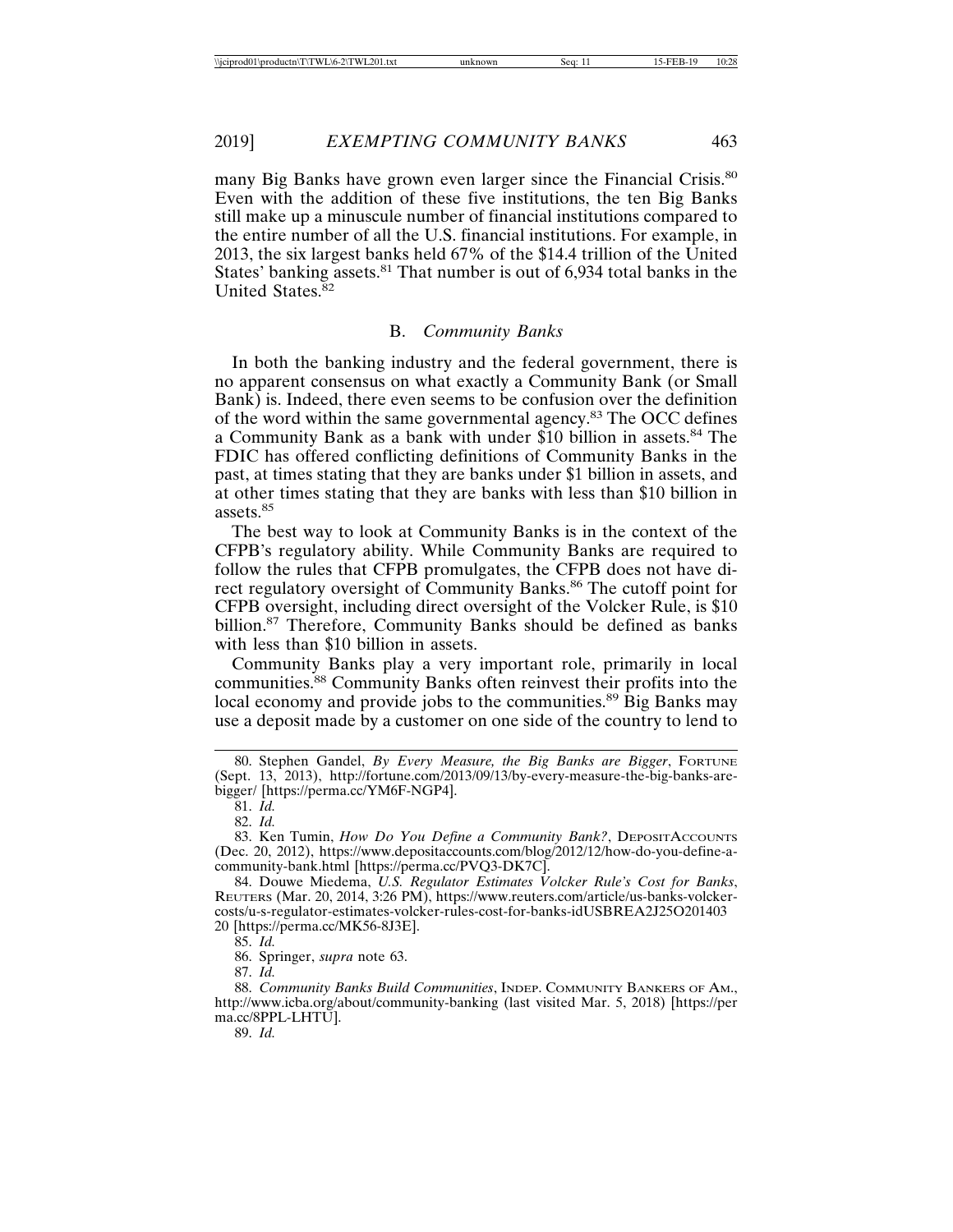many Big Banks have grown even larger since the Financial Crisis.[80] Even with the addition of these five institutions, the ten Big Banks still make up a minuscule number of financial institutions compared to the entire number of all the U.S. financial institutions. For example, in 2013, the six largest banks held 67% of the $14.4 trillion of the United States' banking assets.[81] That number is out of 6,934 total banks in the United States.[82]

## B. *Community Banks*

In both the banking industry and the federal government, there is no apparent consensus on what exactly a Community Bank (or Small Bank) is. Indeed, there even seems to be confusion over the definition of the word within the same governmental agency.[83] The OCC defines a Community Bank as a bank with under $10 billion in assets.[84] The FDIC has offered conflicting definitions of Community Banks in the past, at times stating that they are banks under $1 billion in assets, and at other times stating that they are banks with less than $10 billion in assets.[85]

The best way to look at Community Banks is in the context of the CFPB's regulatory ability. While Community Banks are required to follow the rules that CFPB promulgates, the CFPB does not have direct regulatory oversight of Community Banks.[86] The cutoff point for CFPB oversight, including direct oversight of the Volcker Rule, is $10 billion.[87] Therefore, Community Banks should be defined as banks with less than $10 billion in assets.

Community Banks play a very important role, primarily in local communities.[88] Community Banks often reinvest their profits into the local economy and provide jobs to the communities.[89] Big Banks may use a deposit made by a customer on one side of the country to lend to

---

80. Stephen Gandel, *By Every Measure, the Big Banks are Bigger*, FORTUNE (Sept. 13, 2013), http://fortune.com/2013/09/13/by-every-measure-the-big-banks-are-bigger/ [https://perma.cc/YM6F-NGP4].

81. *Id.*

82. *Id.*

83. Ken Tumin, *How Do You Define a Community Bank?*, DEPOSITACCOUNTS (Dec. 20, 2012), https://www.depositaccounts.com/blog/2012/12/how-do-you-define-a-community-bank.html [https://perma.cc/PVQ3-DK7C].

84. Douwe Miedema, *U.S. Regulator Estimates Volcker Rule's Cost for Banks*, REUTERS (Mar. 20, 2014, 3:26 PM), https://www.reuters.com/article/us-banks-volcker-costs/u-s-regulator-estimates-volcker-rules-cost-for-banks-idUSBREA2J25O20140320 [https://perma.cc/MK56-8J3E].

85. *Id.*

86. Springer, *supra* note 63.

87. *Id.*

88. *Community Banks Build Communities*, INDEP. COMMUNITY BANKERS OF AM., http://www.icba.org/about/community-banking (last visited Mar. 5, 2018) [https://perma.cc/8PPL-LHTU].

89. *Id.*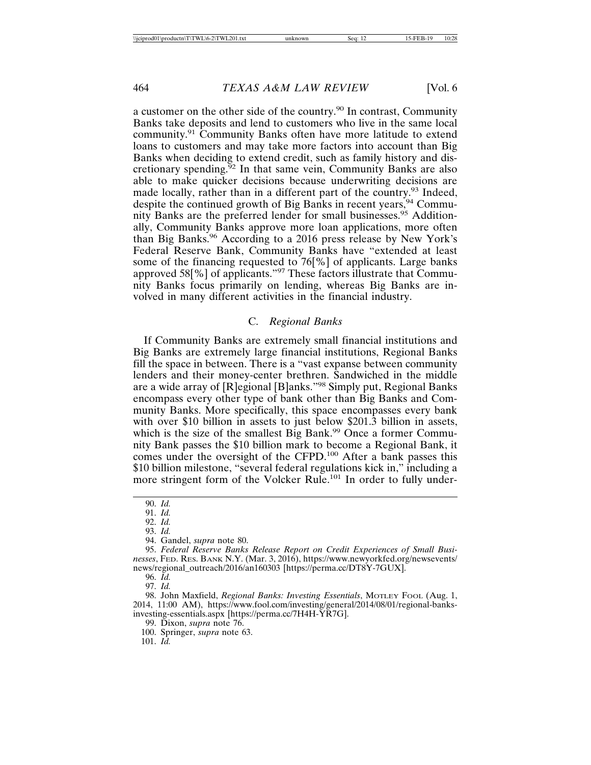a customer on the other side of the country.[90] In contrast, Community Banks take deposits and lend to customers who live in the same local community.[91] Community Banks often have more latitude to extend loans to customers and may take more factors into account than Big Banks when deciding to extend credit, such as family history and discretionary spending.[92] In that same vein, Community Banks are also able to make quicker decisions because underwriting decisions are made locally, rather than in a different part of the country.[93] Indeed, despite the continued growth of Big Banks in recent years,[94] Community Banks are the preferred lender for small businesses.[95] Additionally, Community Banks approve more loan applications, more often than Big Banks.[96] According to a 2016 press release by New York's Federal Reserve Bank, Community Banks have "extended at least some of the financing requested to 76[%] of applicants. Large banks approved 58[%] of applicants."[97] These factors illustrate that Community Banks focus primarily on lending, whereas Big Banks are involved in many different activities in the financial industry.

### C. *Regional Banks*

If Community Banks are extremely small financial institutions and Big Banks are extremely large financial institutions, Regional Banks fill the space in between. There is a "vast expanse between community lenders and their money-center brethren. Sandwiched in the middle are a wide array of [R]egional [B]anks."[98] Simply put, Regional Banks encompass every other type of bank other than Big Banks and Community Banks. More specifically, this space encompasses every bank with over $10 billion in assets to just below $201.3 billion in assets, which is the size of the smallest Big Bank.[99] Once a former Community Bank passes the $10 billion mark to become a Regional Bank, it comes under the oversight of the CFPD.[100] After a bank passes this $10 billion milestone, "several federal regulations kick in," including a more stringent form of the Volcker Rule.[101] In order to fully under-

---

90. *Id.*

91. *Id.*

92. *Id.*

93. *Id.*

94. Gandel, *supra* note 80.

95. *Federal Reserve Banks Release Report on Credit Experiences of Small Businesses*, FED. RES. BANK N.Y. (Mar. 3, 2016), https://www.newyorkfed.org/newsevents/news/regional_outreach/2016/an160303 [https://perma.cc/DT8Y-7GUX].

96. *Id.*

97. *Id.*

98. John Maxfield, *Regional Banks: Investing Essentials*, MOTLEY FOOL (Aug. 1, 2014, 11:00 AM), https://www.fool.com/investing/general/2014/08/01/regional-banks-investing-essentials.aspx [https://perma.cc/7H4H-YR7G].

99. Dixon, *supra* note 76.

100. Springer, *supra* note 63.

101. *Id.*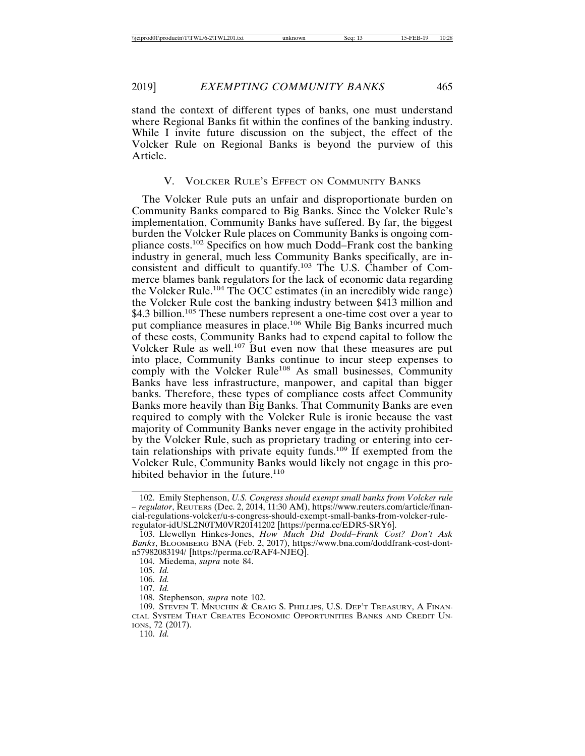stand the context of different types of banks, one must understand where Regional Banks fit within the confines of the banking industry. While I invite future discussion on the subject, the effect of the Volcker Rule on Regional Banks is beyond the purview of this Article.

## V. Volcker Rule's Effect on Community Banks

The Volcker Rule puts an unfair and disproportionate burden on Community Banks compared to Big Banks. Since the Volcker Rule's implementation, Community Banks have suffered. By far, the biggest burden the Volcker Rule places on Community Banks is ongoing compliance costs.[102] Specifics on how much Dodd–Frank cost the banking industry in general, much less Community Banks specifically, are inconsistent and difficult to quantify.[103] The U.S. Chamber of Commerce blames bank regulators for the lack of economic data regarding the Volcker Rule.[104] The OCC estimates (in an incredibly wide range) the Volcker Rule cost the banking industry between $413 million and $4.3 billion.[105] These numbers represent a one-time cost over a year to put compliance measures in place.[106] While Big Banks incurred much of these costs, Community Banks had to expend capital to follow the Volcker Rule as well.[107] But even now that these measures are put into place, Community Banks continue to incur steep expenses to comply with the Volcker Rule[108] As small businesses, Community Banks have less infrastructure, manpower, and capital than bigger banks. Therefore, these types of compliance costs affect Community Banks more heavily than Big Banks. That Community Banks are even required to comply with the Volcker Rule is ironic because the vast majority of Community Banks never engage in the activity prohibited by the Volcker Rule, such as proprietary trading or entering into certain relationships with private equity funds.[109] If exempted from the Volcker Rule, Community Banks would likely not engage in this prohibited behavior in the future.[110]

---

102. Emily Stephenson, *U.S. Congress should exempt small banks from Volcker rule – regulator*, Reuters (Dec. 2, 2014, 11:30 AM), https://www.reuters.com/article/financial-regulations-volcker/u-s-congress-should-exempt-small-banks-from-volcker-rule-regulator-idUSL2N0TM0VR20141202 [https://perma.cc/EDR5-SRY6].

103. Llewellyn Hinkes-Jones, *How Much Did Dodd–Frank Cost? Don't Ask Banks*, Bloomberg BNA (Feb. 2, 2017), https://www.bna.com/doddfrank-cost-dont-n57982083194/ [https://perma.cc/RAF4-NJEQ].

104. Miedema, *supra* note 84.

105. *Id.*

106. *Id.*

107. *Id.*

108. Stephenson, *supra* note 102.

109. Steven T. Mnuchin & Craig S. Phillips, U.S. Dep't Treasury, A Financial System That Creates Economic Opportunities Banks and Credit Unions, 72 (2017).

110. *Id.*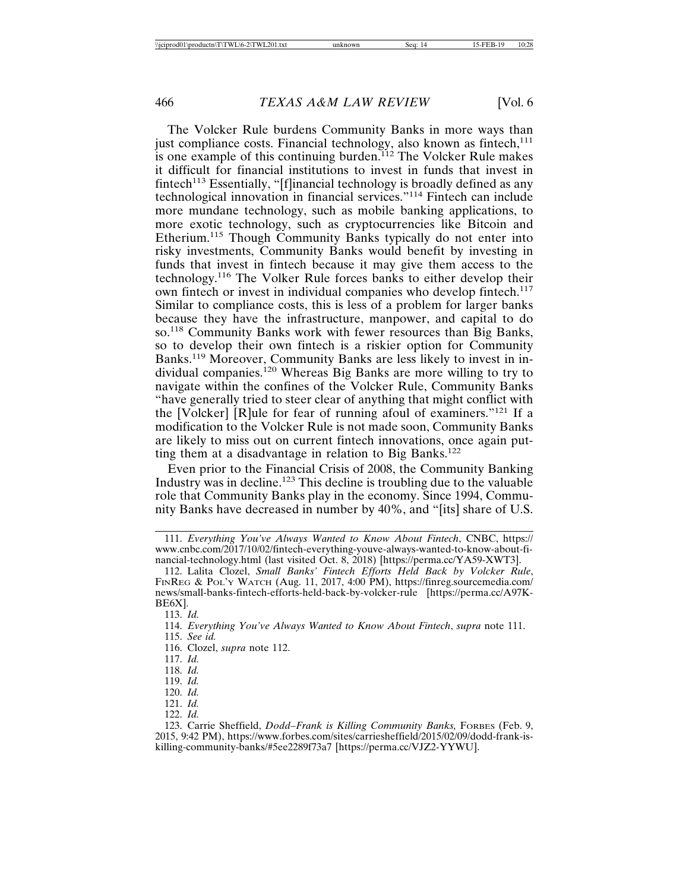The Volcker Rule burdens Community Banks in more ways than just compliance costs. Financial technology, also known as fintech,[111] is one example of this continuing burden.[112] The Volcker Rule makes it difficult for financial institutions to invest in funds that invest in fintech[113] Essentially, "[f]inancial technology is broadly defined as any technological innovation in financial services."[114] Fintech can include more mundane technology, such as mobile banking applications, to more exotic technology, such as cryptocurrencies like Bitcoin and Etherium.[115] Though Community Banks typically do not enter into risky investments, Community Banks would benefit by investing in funds that invest in fintech because it may give them access to the technology.[116] The Volker Rule forces banks to either develop their own fintech or invest in individual companies who develop fintech.[117] Similar to compliance costs, this is less of a problem for larger banks because they have the infrastructure, manpower, and capital to do so.[118] Community Banks work with fewer resources than Big Banks, so to develop their own fintech is a riskier option for Community Banks.[119] Moreover, Community Banks are less likely to invest in individual companies.[120] Whereas Big Banks are more willing to try to navigate within the confines of the Volcker Rule, Community Banks "have generally tried to steer clear of anything that might conflict with the [Volcker] [R]ule for fear of running afoul of examiners."[121] If a modification to the Volcker Rule is not made soon, Community Banks are likely to miss out on current fintech innovations, once again putting them at a disadvantage in relation to Big Banks.[122]

Even prior to the Financial Crisis of 2008, the Community Banking Industry was in decline.[123] This decline is troubling due to the valuable role that Community Banks play in the economy. Since 1994, Community Banks have decreased in number by 40%, and "[its] share of U.S.

---

111. *Everything You've Always Wanted to Know About Fintech*, CNBC, https://www.cnbc.com/2017/10/02/fintech-everything-youve-always-wanted-to-know-about-financial-technology.html (last visited Oct. 8, 2018) [https://perma.cc/YA59-XWT3].

112. Lalita Clozel, *Small Banks' Fintech Efforts Held Back by Volcker Rule*, FINREG & POL'Y WATCH (Aug. 11, 2017, 4:00 PM), https://finreg.sourcemedia.com/news/small-banks-fintech-efforts-held-back-by-volcker-rule [https://perma.cc/A97K-BE6X].

113. *Id.*

114. *Everything You've Always Wanted to Know About Fintech*, *supra* note 111.

115. *See id.*

116. Clozel, *supra* note 112.

117. *Id.*

118. *Id.*

119. *Id.*

120. *Id.*

121. *Id.*

122. *Id.*

123. Carrie Sheffield, *Dodd–Frank is Killing Community Banks,* FORBES (Feb. 9, 2015, 9:42 PM), https://www.forbes.com/sites/carriesheffield/2015/02/09/dodd-frank-is-killing-community-banks/#5ee2289f73a7 [https://perma.cc/VJZ2-YYWU].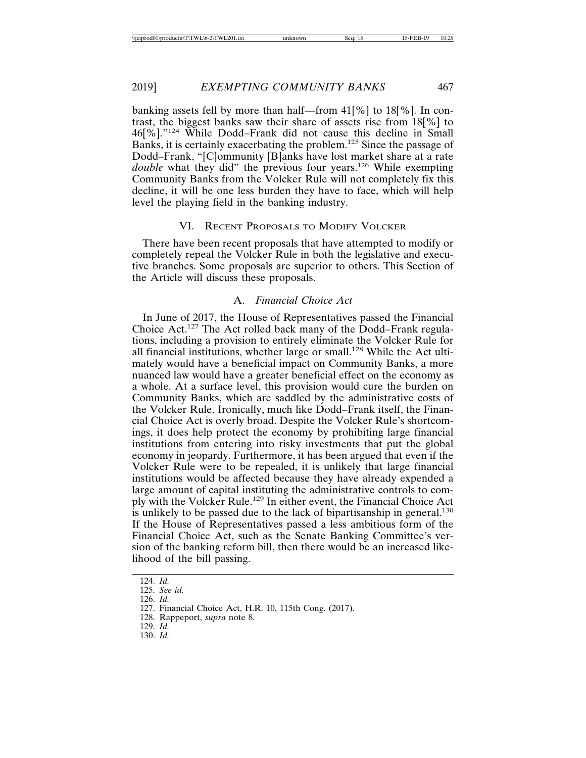banking assets fell by more than half—from 41[%] to 18[%]. In contrast, the biggest banks saw their share of assets rise from 18[%] to 46[%]."[124] While Dodd–Frank did not cause this decline in Small Banks, it is certainly exacerbating the problem.[125] Since the passage of Dodd–Frank, "[C]ommunity [B]anks have lost market share at a rate *double* what they did" the previous four years.[126] While exempting Community Banks from the Volcker Rule will not completely fix this decline, it will be one less burden they have to face, which will help level the playing field in the banking industry.

## VI. Recent Proposals to Modify Volcker

There have been recent proposals that have attempted to modify or completely repeal the Volcker Rule in both the legislative and executive branches. Some proposals are superior to others. This Section of the Article will discuss these proposals.

### A. *Financial Choice Act*

In June of 2017, the House of Representatives passed the Financial Choice Act.[127] The Act rolled back many of the Dodd–Frank regulations, including a provision to entirely eliminate the Volcker Rule for all financial institutions, whether large or small.[128] While the Act ultimately would have a beneficial impact on Community Banks, a more nuanced law would have a greater beneficial effect on the economy as a whole. At a surface level, this provision would cure the burden on Community Banks, which are saddled by the administrative costs of the Volcker Rule. Ironically, much like Dodd–Frank itself, the Financial Choice Act is overly broad. Despite the Volcker Rule's shortcomings, it does help protect the economy by prohibiting large financial institutions from entering into risky investments that put the global economy in jeopardy. Furthermore, it has been argued that even if the Volcker Rule were to be repealed, it is unlikely that large financial institutions would be affected because they have already expended a large amount of capital instituting the administrative controls to comply with the Volcker Rule.[129] In either event, the Financial Choice Act is unlikely to be passed due to the lack of bipartisanship in general.[130] If the House of Representatives passed a less ambitious form of the Financial Choice Act, such as the Senate Banking Committee's version of the banking reform bill, then there would be an increased likelihood of the bill passing.

---

124. *Id.*
125. *See id.*
126. *Id.*
127. Financial Choice Act, H.R. 10, 115th Cong. (2017).
128. Rappeport, *supra* note 8.
129. *Id.*
130. *Id.*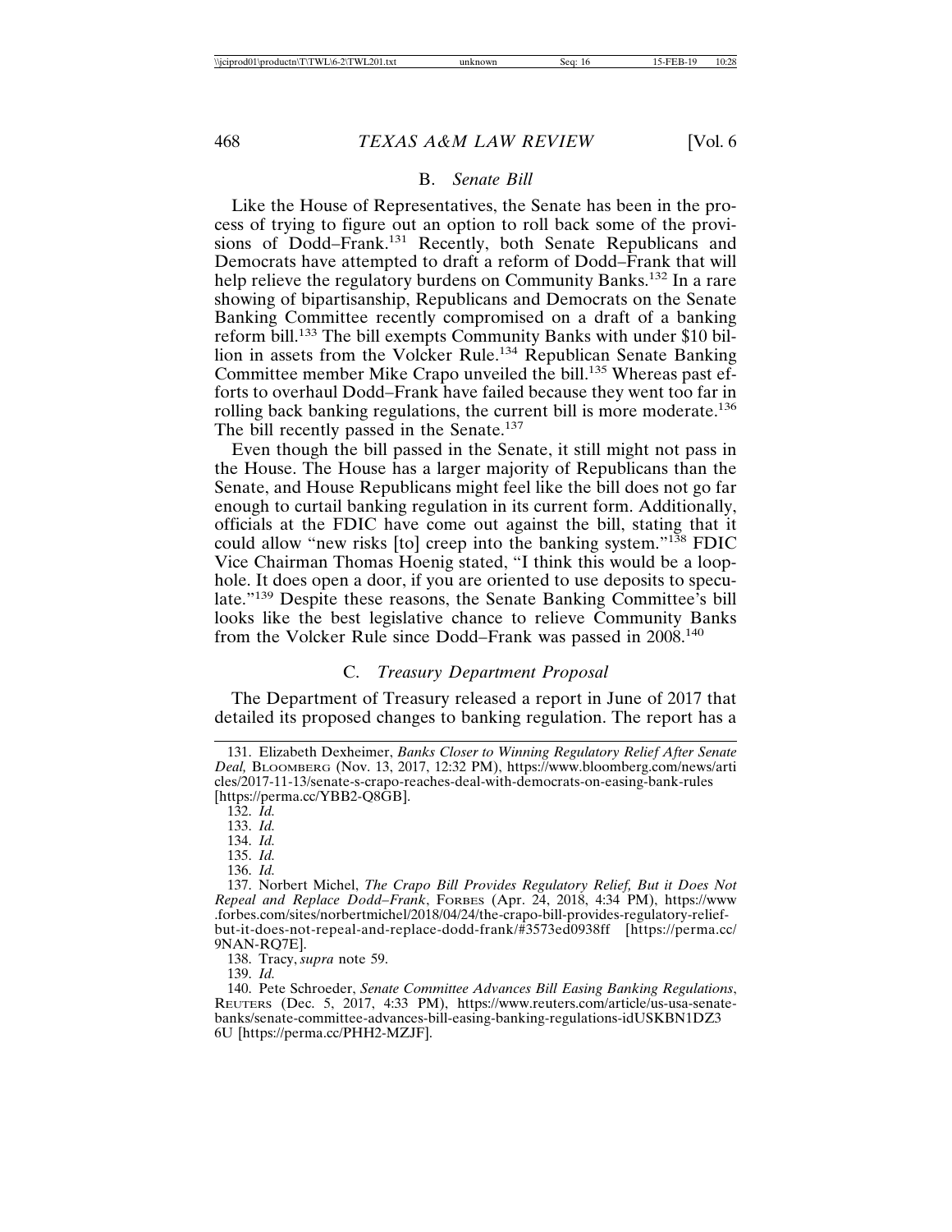### B. *Senate Bill*

Like the House of Representatives, the Senate has been in the process of trying to figure out an option to roll back some of the provisions of Dodd–Frank.[131] Recently, both Senate Republicans and Democrats have attempted to draft a reform of Dodd–Frank that will help relieve the regulatory burdens on Community Banks.[132] In a rare showing of bipartisanship, Republicans and Democrats on the Senate Banking Committee recently compromised on a draft of a banking reform bill.[133] The bill exempts Community Banks with under $10 billion in assets from the Volcker Rule.[134] Republican Senate Banking Committee member Mike Crapo unveiled the bill.[135] Whereas past efforts to overhaul Dodd–Frank have failed because they went too far in rolling back banking regulations, the current bill is more moderate.[136] The bill recently passed in the Senate.[137]

Even though the bill passed in the Senate, it still might not pass in the House. The House has a larger majority of Republicans than the Senate, and House Republicans might feel like the bill does not go far enough to curtail banking regulation in its current form. Additionally, officials at the FDIC have come out against the bill, stating that it could allow "new risks [to] creep into the banking system."[138] FDIC Vice Chairman Thomas Hoenig stated, "I think this would be a loophole. It does open a door, if you are oriented to use deposits to speculate."[139] Despite these reasons, the Senate Banking Committee's bill looks like the best legislative chance to relieve Community Banks from the Volcker Rule since Dodd–Frank was passed in 2008.[140]

### C. *Treasury Department Proposal*

The Department of Treasury released a report in June of 2017 that detailed its proposed changes to banking regulation. The report has a

---

131. Elizabeth Dexheimer, *Banks Closer to Winning Regulatory Relief After Senate Deal*, BLOOMBERG (Nov. 13, 2017, 12:32 PM), https://www.bloomberg.com/news/articles/2017-11-13/senate-s-crapo-reaches-deal-with-democrats-on-easing-bank-rules [https://perma.cc/YBB2-Q8GB].

132. *Id.*

133. *Id.*

134. *Id.*

135. *Id.*

136. *Id.*

137. Norbert Michel, *The Crapo Bill Provides Regulatory Relief, But it Does Not Repeal and Replace Dodd–Frank*, FORBES (Apr. 24, 2018, 4:34 PM), https://www.forbes.com/sites/norbertmichel/2018/04/24/the-crapo-bill-provides-regulatory-relief-but-it-does-not-repeal-and-replace-dodd-frank/#3573ed0938ff [https://perma.cc/9NAN-RQ7E].

138. Tracy, *supra* note 59.

139. *Id.*

140. Pete Schroeder, *Senate Committee Advances Bill Easing Banking Regulations*, REUTERS (Dec. 5, 2017, 4:33 PM), https://www.reuters.com/article/us-usa-senate-banks/senate-committee-advances-bill-easing-banking-regulations-idUSKBN1DZ36U [https://perma.cc/PHH2-MZJF].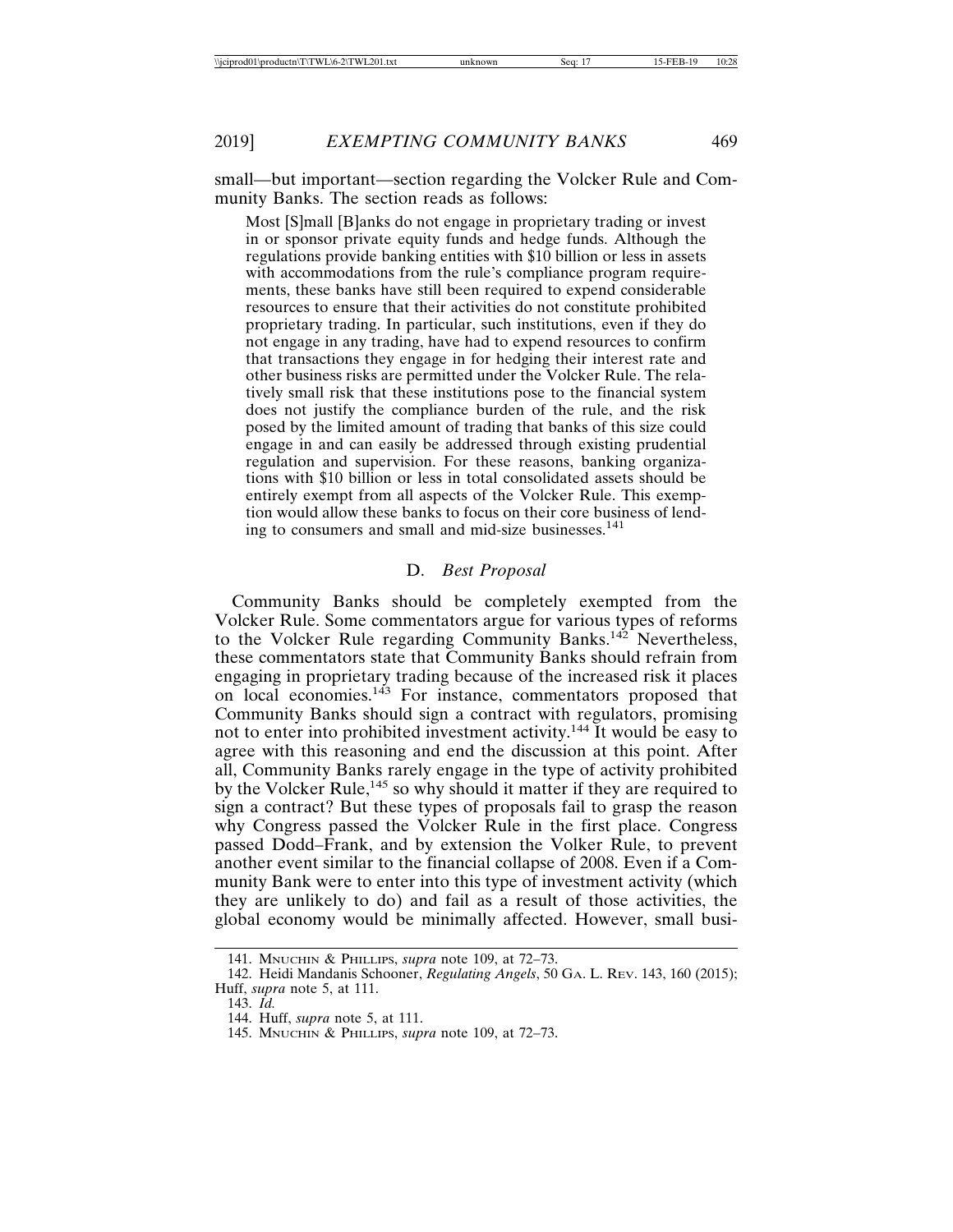small—but important—section regarding the Volcker Rule and Community Banks. The section reads as follows:

> Most [S]mall [B]anks do not engage in proprietary trading or invest in or sponsor private equity funds and hedge funds. Although the regulations provide banking entities with $10 billion or less in assets with accommodations from the rule's compliance program requirements, these banks have still been required to expend considerable resources to ensure that their activities do not constitute prohibited proprietary trading. In particular, such institutions, even if they do not engage in any trading, have had to expend resources to confirm that transactions they engage in for hedging their interest rate and other business risks are permitted under the Volcker Rule. The relatively small risk that these institutions pose to the financial system does not justify the compliance burden of the rule, and the risk posed by the limited amount of trading that banks of this size could engage in and can easily be addressed through existing prudential regulation and supervision. For these reasons, banking organizations with $10 billion or less in total consolidated assets should be entirely exempt from all aspects of the Volcker Rule. This exemption would allow these banks to focus on their core business of lending to consumers and small and mid-size businesses.[141]

### D. *Best Proposal*

Community Banks should be completely exempted from the Volcker Rule. Some commentators argue for various types of reforms to the Volcker Rule regarding Community Banks.[142] Nevertheless, these commentators state that Community Banks should refrain from engaging in proprietary trading because of the increased risk it places on local economies.[143] For instance, commentators proposed that Community Banks should sign a contract with regulators, promising not to enter into prohibited investment activity.[144] It would be easy to agree with this reasoning and end the discussion at this point. After all, Community Banks rarely engage in the type of activity prohibited by the Volcker Rule,[145] so why should it matter if they are required to sign a contract? But these types of proposals fail to grasp the reason why Congress passed the Volcker Rule in the first place. Congress passed Dodd–Frank, and by extension the Volker Rule, to prevent another event similar to the financial collapse of 2008. Even if a Community Bank were to enter into this type of investment activity (which they are unlikely to do) and fail as a result of those activities, the global economy would be minimally affected. However, small busi-

141. Mnuchin & Phillips, *supra* note 109, at 72–73.

142. Heidi Mandanis Schooner, *Regulating Angels*, 50 Ga. L. Rev. 143, 160 (2015); Huff, *supra* note 5, at 111.

143. *Id.*

144. Huff, *supra* note 5, at 111.

145. Mnuchin & Phillips, *supra* note 109, at 72–73.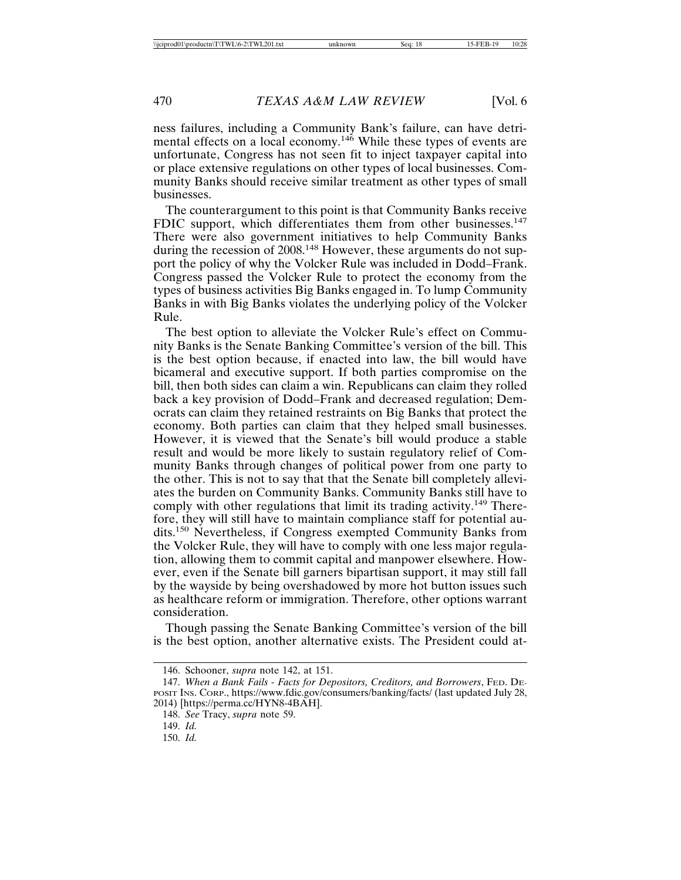ness failures, including a Community Bank's failure, can have detrimental effects on a local economy.[146] While these types of events are unfortunate, Congress has not seen fit to inject taxpayer capital into or place extensive regulations on other types of local businesses. Community Banks should receive similar treatment as other types of small businesses.

The counterargument to this point is that Community Banks receive FDIC support, which differentiates them from other businesses.[147] There were also government initiatives to help Community Banks during the recession of 2008.[148] However, these arguments do not support the policy of why the Volcker Rule was included in Dodd–Frank. Congress passed the Volcker Rule to protect the economy from the types of business activities Big Banks engaged in. To lump Community Banks in with Big Banks violates the underlying policy of the Volcker Rule.

The best option to alleviate the Volcker Rule's effect on Community Banks is the Senate Banking Committee's version of the bill. This is the best option because, if enacted into law, the bill would have bicameral and executive support. If both parties compromise on the bill, then both sides can claim a win. Republicans can claim they rolled back a key provision of Dodd–Frank and decreased regulation; Democrats can claim they retained restraints on Big Banks that protect the economy. Both parties can claim that they helped small businesses. However, it is viewed that the Senate's bill would produce a stable result and would be more likely to sustain regulatory relief of Community Banks through changes of political power from one party to the other. This is not to say that that the Senate bill completely alleviates the burden on Community Banks. Community Banks still have to comply with other regulations that limit its trading activity.[149] Therefore, they will still have to maintain compliance staff for potential audits.[150] Nevertheless, if Congress exempted Community Banks from the Volcker Rule, they will have to comply with one less major regulation, allowing them to commit capital and manpower elsewhere. However, even if the Senate bill garners bipartisan support, it may still fall by the wayside by being overshadowed by more hot button issues such as healthcare reform or immigration. Therefore, other options warrant consideration.

Though passing the Senate Banking Committee's version of the bill is the best option, another alternative exists. The President could at-

---

146. Schooner, *supra* note 142, at 151.

147. *When a Bank Fails - Facts for Depositors, Creditors, and Borrowers*, FED. DEPOSIT INS. CORP., https://www.fdic.gov/consumers/banking/facts/ (last updated July 28, 2014) [https://perma.cc/HYN8-4BAH].

148. *See* Tracy, *supra* note 59.

149. *Id.*

150. *Id.*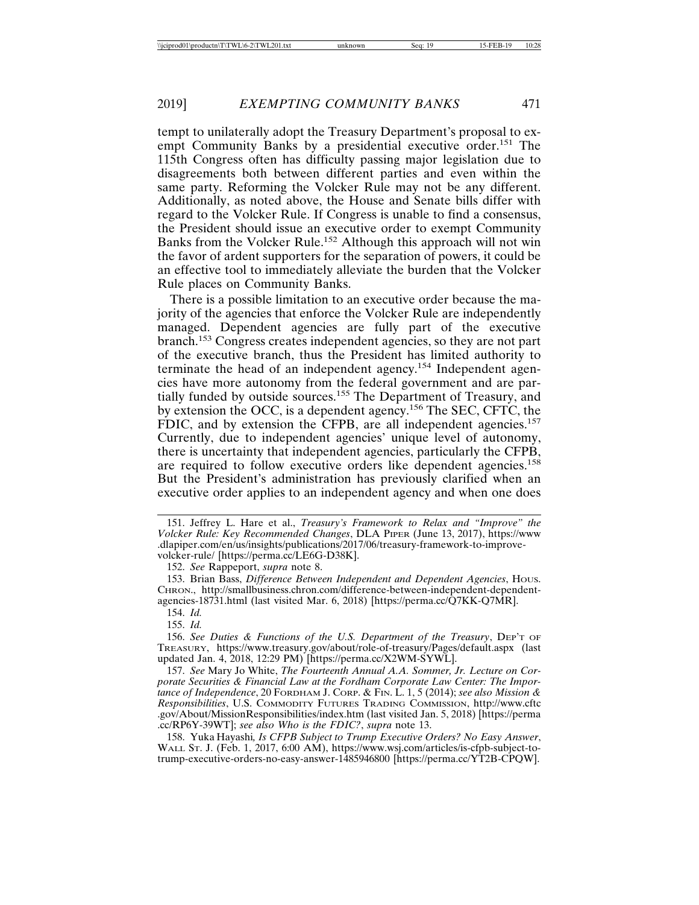tempt to unilaterally adopt the Treasury Department's proposal to exempt Community Banks by a presidential executive order.[151] The 115th Congress often has difficulty passing major legislation due to disagreements both between different parties and even within the same party. Reforming the Volcker Rule may not be any different. Additionally, as noted above, the House and Senate bills differ with regard to the Volcker Rule. If Congress is unable to find a consensus, the President should issue an executive order to exempt Community Banks from the Volcker Rule.[152] Although this approach will not win the favor of ardent supporters for the separation of powers, it could be an effective tool to immediately alleviate the burden that the Volcker Rule places on Community Banks.

There is a possible limitation to an executive order because the majority of the agencies that enforce the Volcker Rule are independently managed. Dependent agencies are fully part of the executive branch.[153] Congress creates independent agencies, so they are not part of the executive branch, thus the President has limited authority to terminate the head of an independent agency.[154] Independent agencies have more autonomy from the federal government and are partially funded by outside sources.[155] The Department of Treasury, and by extension the OCC, is a dependent agency.[156] The SEC, CFTC, the FDIC, and by extension the CFPB, are all independent agencies.[157] Currently, due to independent agencies' unique level of autonomy, there is uncertainty that independent agencies, particularly the CFPB, are required to follow executive orders like dependent agencies.[158] But the President's administration has previously clarified when an executive order applies to an independent agency and when one does

---

151. Jeffrey L. Hare et al., *Treasury's Framework to Relax and "Improve" the Volcker Rule: Key Recommended Changes*, DLA PIPER (June 13, 2017), https://www.dlapiper.com/en/us/insights/publications/2017/06/treasury-framework-to-improve-volcker-rule/ [https://perma.cc/LE6G-D38K].

152. *See* Rappeport, *supra* note 8.

153. Brian Bass, *Difference Between Independent and Dependent Agencies*, HOUS. CHRON., http://smallbusiness.chron.com/difference-between-independent-dependent-agencies-18731.html (last visited Mar. 6, 2018) [https://perma.cc/Q7KK-Q7MR].

154. *Id.*

155. *Id.*

156. *See Duties & Functions of the U.S. Department of the Treasury*, DEP'T OF TREASURY, https://www.treasury.gov/about/role-of-treasury/Pages/default.aspx (last updated Jan. 4, 2018, 12:29 PM) [https://perma.cc/X2WM-SYWL].

157. *See* Mary Jo White, *The Fourteenth Annual A.A. Sommer, Jr. Lecture on Corporate Securities & Financial Law at the Fordham Corporate Law Center: The Importance of Independence*, 20 FORDHAM J. CORP. & FIN. L. 1, 5 (2014); *see also Mission & Responsibilities*, U.S. COMMODITY FUTURES TRADING COMMISSION, http://www.cftc.gov/About/MissionResponsibilities/index.htm (last visited Jan. 5, 2018) [https://perma.cc/RP6Y-39WT]; *see also Who is the FDIC?*, *supra* note 13.

158. Yuka Hayashi, *Is CFPB Subject to Trump Executive Orders? No Easy Answer*, WALL ST. J. (Feb. 1, 2017, 6:00 AM), https://www.wsj.com/articles/is-cfpb-subject-to-trump-executive-orders-no-easy-answer-1485946800 [https://perma.cc/YT2B-CPQW].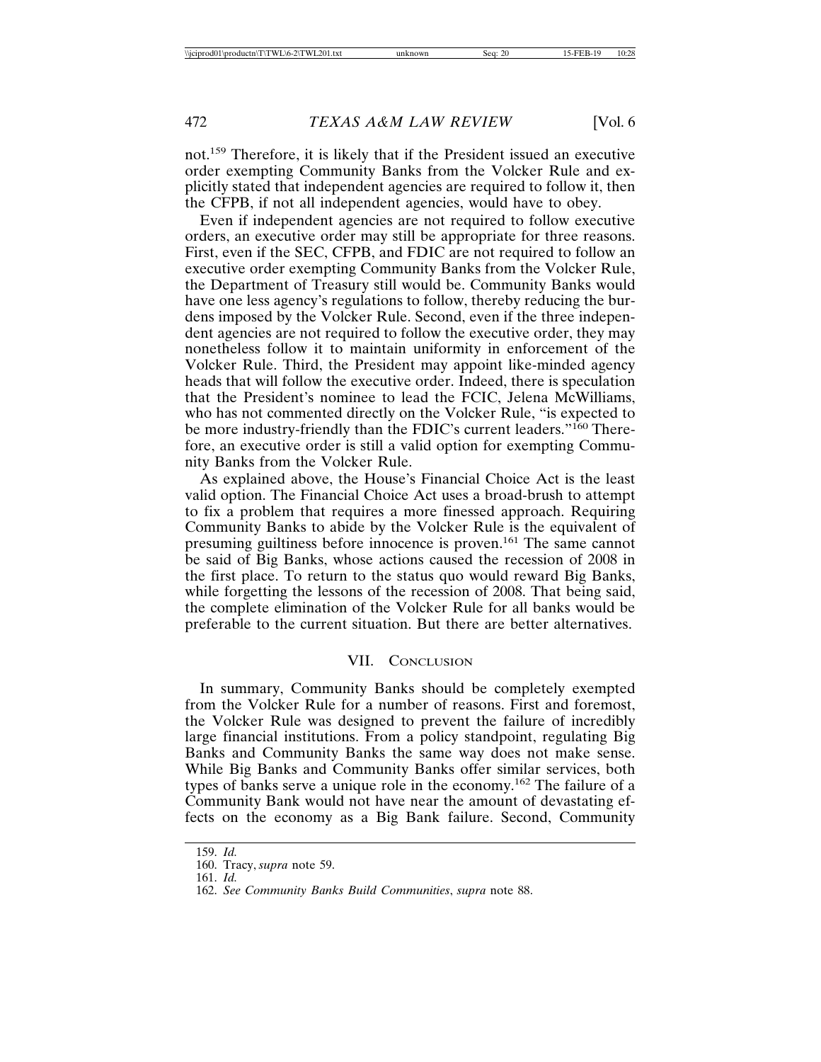not.[159] Therefore, it is likely that if the President issued an executive order exempting Community Banks from the Volcker Rule and explicitly stated that independent agencies are required to follow it, then the CFPB, if not all independent agencies, would have to obey.

Even if independent agencies are not required to follow executive orders, an executive order may still be appropriate for three reasons. First, even if the SEC, CFPB, and FDIC are not required to follow an executive order exempting Community Banks from the Volcker Rule, the Department of Treasury still would be. Community Banks would have one less agency's regulations to follow, thereby reducing the burdens imposed by the Volcker Rule. Second, even if the three independent agencies are not required to follow the executive order, they may nonetheless follow it to maintain uniformity in enforcement of the Volcker Rule. Third, the President may appoint like-minded agency heads that will follow the executive order. Indeed, there is speculation that the President's nominee to lead the FCIC, Jelena McWilliams, who has not commented directly on the Volcker Rule, "is expected to be more industry-friendly than the FDIC's current leaders."[160] Therefore, an executive order is still a valid option for exempting Community Banks from the Volcker Rule.

As explained above, the House's Financial Choice Act is the least valid option. The Financial Choice Act uses a broad-brush to attempt to fix a problem that requires a more finessed approach. Requiring Community Banks to abide by the Volcker Rule is the equivalent of presuming guiltiness before innocence is proven.[161] The same cannot be said of Big Banks, whose actions caused the recession of 2008 in the first place. To return to the status quo would reward Big Banks, while forgetting the lessons of the recession of 2008. That being said, the complete elimination of the Volcker Rule for all banks would be preferable to the current situation. But there are better alternatives.

## VII. CONCLUSION

In summary, Community Banks should be completely exempted from the Volcker Rule for a number of reasons. First and foremost, the Volcker Rule was designed to prevent the failure of incredibly large financial institutions. From a policy standpoint, regulating Big Banks and Community Banks the same way does not make sense. While Big Banks and Community Banks offer similar services, both types of banks serve a unique role in the economy.[162] The failure of a Community Bank would not have near the amount of devastating effects on the economy as a Big Bank failure. Second, Community

---

159. *Id.*
160. Tracy, *supra* note 59.
161. *Id.*
162. *See Community Banks Build Communities*, *supra* note 88.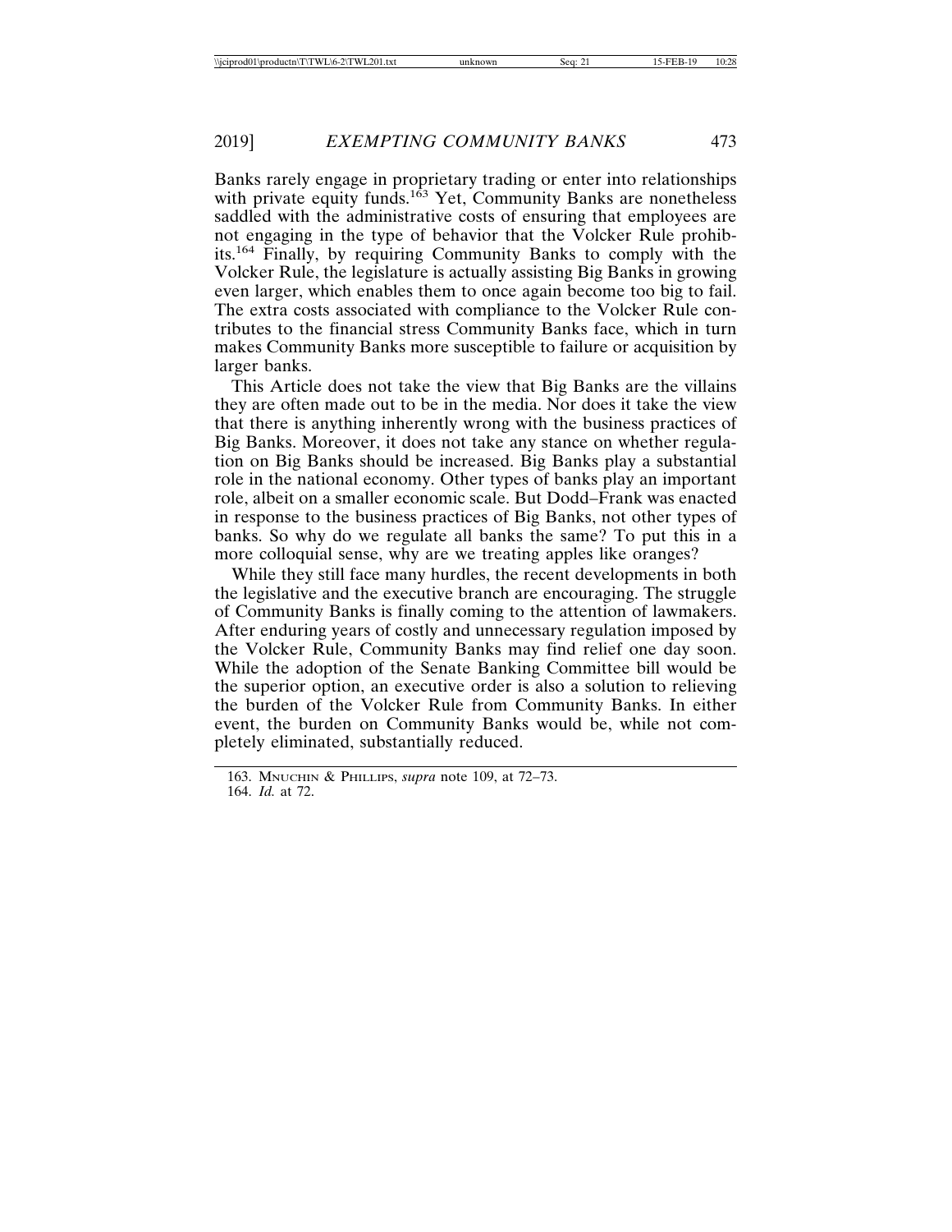Banks rarely engage in proprietary trading or enter into relationships with private equity funds.[163] Yet, Community Banks are nonetheless saddled with the administrative costs of ensuring that employees are not engaging in the type of behavior that the Volcker Rule prohibits.[164] Finally, by requiring Community Banks to comply with the Volcker Rule, the legislature is actually assisting Big Banks in growing even larger, which enables them to once again become too big to fail. The extra costs associated with compliance to the Volcker Rule contributes to the financial stress Community Banks face, which in turn makes Community Banks more susceptible to failure or acquisition by larger banks.

This Article does not take the view that Big Banks are the villains they are often made out to be in the media. Nor does it take the view that there is anything inherently wrong with the business practices of Big Banks. Moreover, it does not take any stance on whether regulation on Big Banks should be increased. Big Banks play a substantial role in the national economy. Other types of banks play an important role, albeit on a smaller economic scale. But Dodd–Frank was enacted in response to the business practices of Big Banks, not other types of banks. So why do we regulate all banks the same? To put this in a more colloquial sense, why are we treating apples like oranges?

While they still face many hurdles, the recent developments in both the legislative and the executive branch are encouraging. The struggle of Community Banks is finally coming to the attention of lawmakers. After enduring years of costly and unnecessary regulation imposed by the Volcker Rule, Community Banks may find relief one day soon. While the adoption of the Senate Banking Committee bill would be the superior option, an executive order is also a solution to relieving the burden of the Volcker Rule from Community Banks. In either event, the burden on Community Banks would be, while not completely eliminated, substantially reduced.

163. MNUCHIN & PHILLIPS, *supra* note 109, at 72–73.

164. *Id.* at 72.